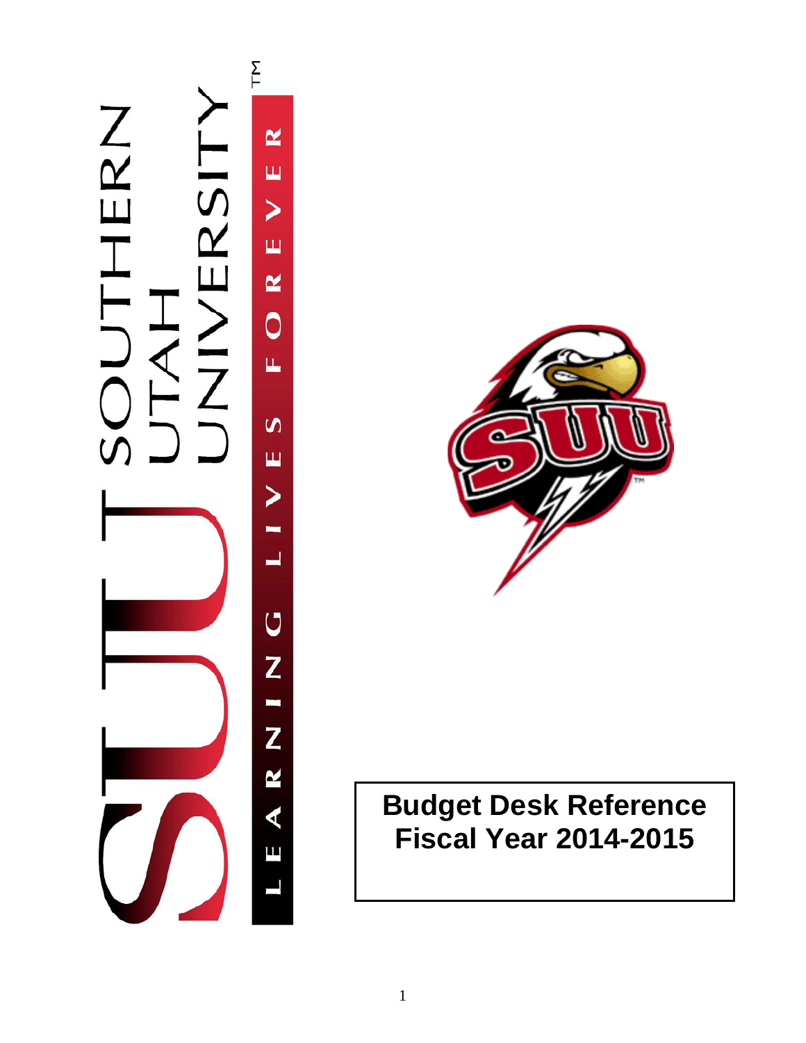SOUTHERN UTAH UNIVERSITY™

LEARNING LIVES FOREVER

# Budget Desk Reference Fiscal Year 2014-2015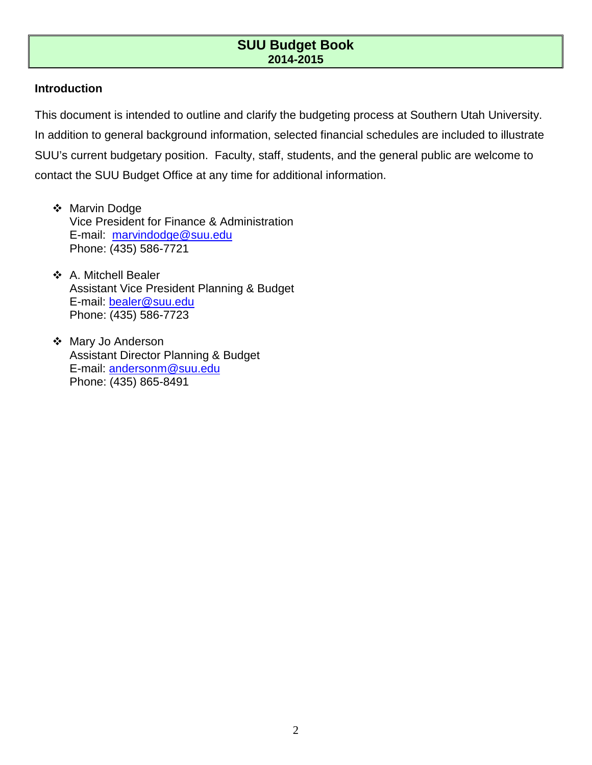# SUU Budget Book
## 2014-2015

### Introduction

This document is intended to outline and clarify the budgeting process at Southern Utah University. In addition to general background information, selected financial schedules are included to illustrate SUU's current budgetary position. Faculty, staff, students, and the general public are welcome to contact the SUU Budget Office at any time for additional information.

- Marvin Dodge
  Vice President for Finance & Administration
  E-mail: marvindodge@suu.edu
  Phone: (435) 586-7721

- A. Mitchell Bealer
  Assistant Vice President Planning & Budget
  E-mail: bealer@suu.edu
  Phone: (435) 586-7723

- Mary Jo Anderson
  Assistant Director Planning & Budget
  E-mail: andersonm@suu.edu
  Phone: (435) 865-8491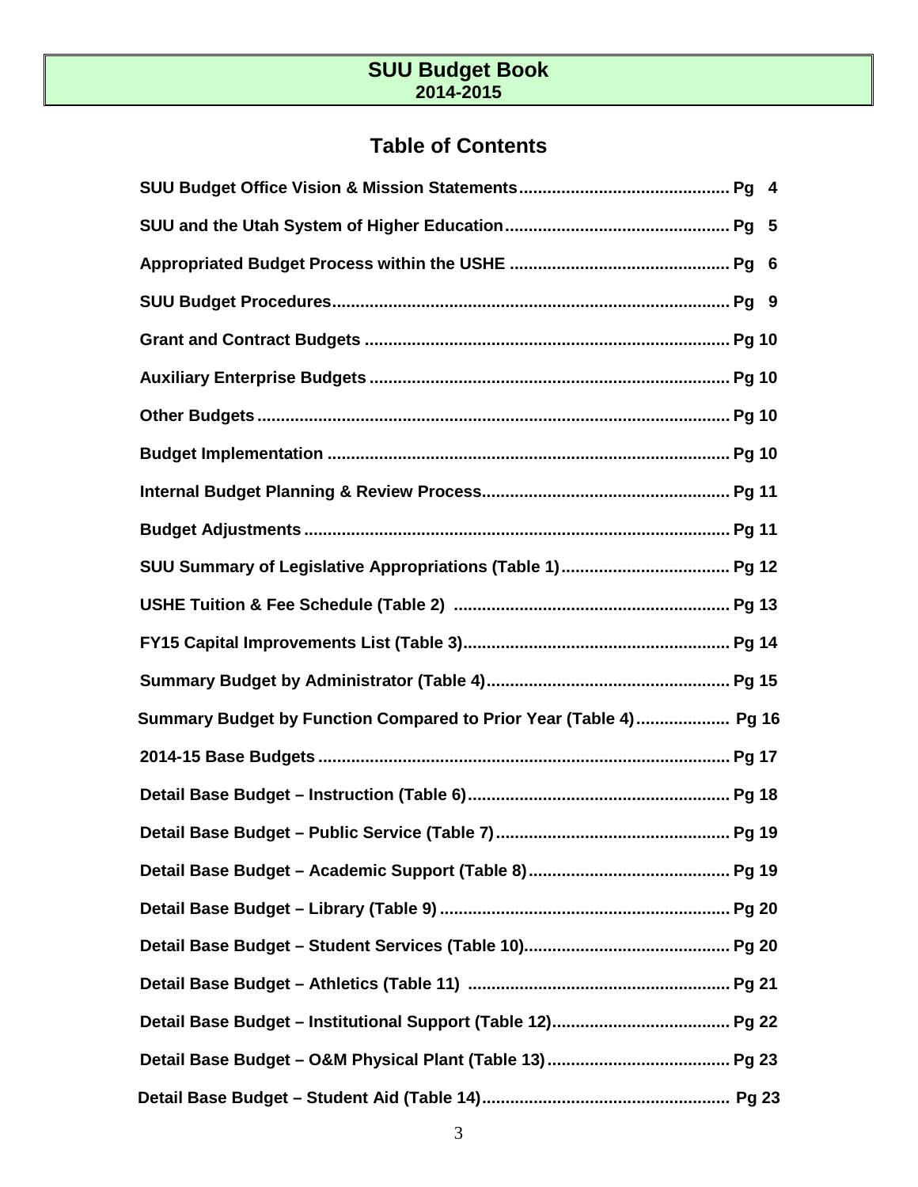# SUU Budget Book
## 2014-2015

## Table of Contents

| Section | Page |
|---|---|
| SUU Budget Office Vision & Mission Statements | Pg 4 |
| SUU and the Utah System of Higher Education | Pg 5 |
| Appropriated Budget Process within the USHE | Pg 6 |
| SUU Budget Procedures | Pg 9 |
| Grant and Contract Budgets | Pg 10 |
| Auxiliary Enterprise Budgets | Pg 10 |
| Other Budgets | Pg 10 |
| Budget Implementation | Pg 10 |
| Internal Budget Planning & Review Process | Pg 11 |
| Budget Adjustments | Pg 11 |
| SUU Summary of Legislative Appropriations (Table 1) | Pg 12 |
| USHE Tuition & Fee Schedule (Table 2) | Pg 13 |
| FY15 Capital Improvements List (Table 3) | Pg 14 |
| Summary Budget by Administrator (Table 4) | Pg 15 |
| Summary Budget by Function Compared to Prior Year (Table 4) | Pg 16 |
| 2014-15 Base Budgets | Pg 17 |
| Detail Base Budget – Instruction (Table 6) | Pg 18 |
| Detail Base Budget – Public Service (Table 7) | Pg 19 |
| Detail Base Budget – Academic Support (Table 8) | Pg 19 |
| Detail Base Budget – Library (Table 9) | Pg 20 |
| Detail Base Budget – Student Services (Table 10) | Pg 20 |
| Detail Base Budget – Athletics (Table 11) | Pg 21 |
| Detail Base Budget – Institutional Support (Table 12) | Pg 22 |
| Detail Base Budget – O&M Physical Plant (Table 13) | Pg 23 |
| Detail Base Budget – Student Aid (Table 14) | Pg 23 |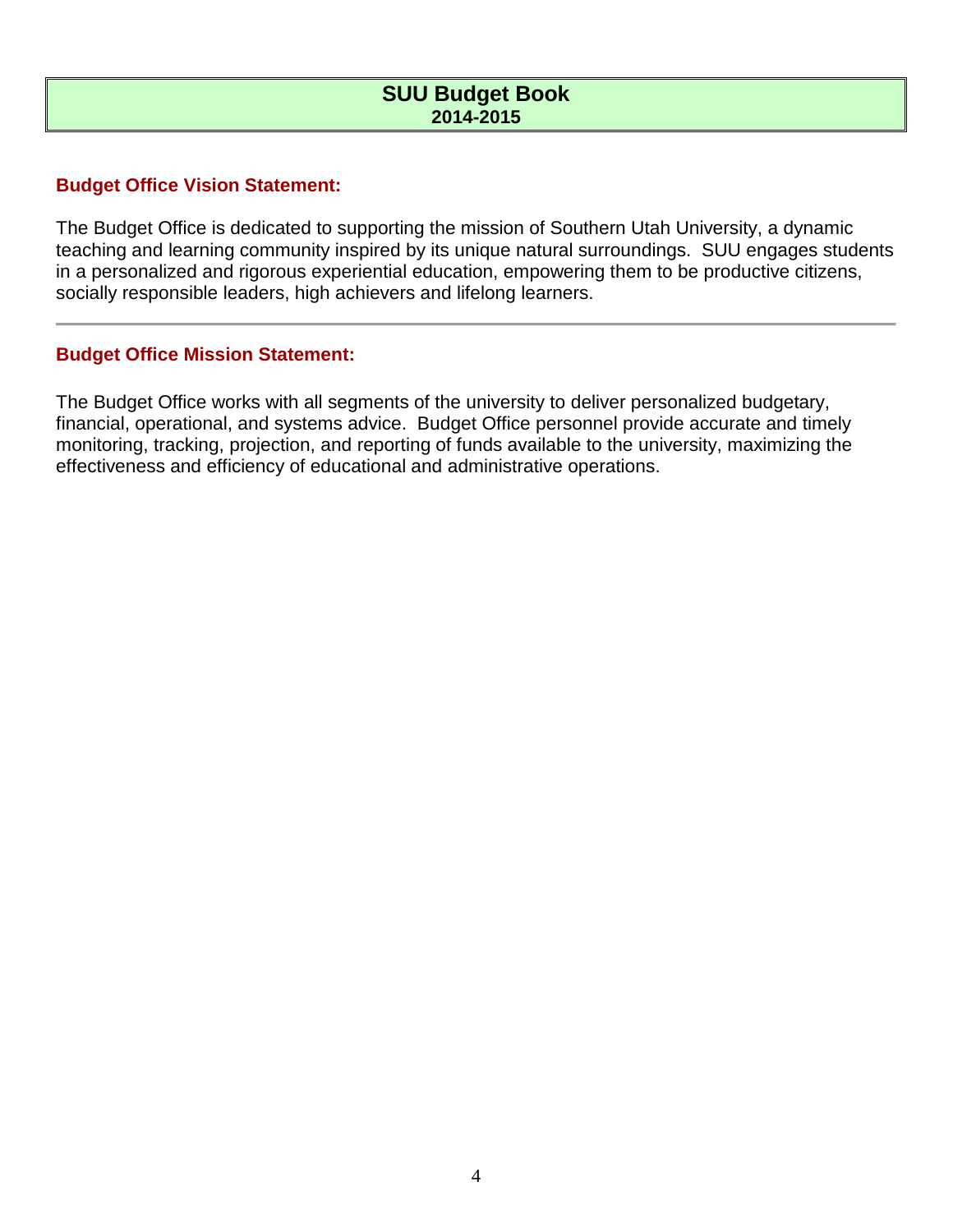# SUU Budget Book
**2014-2015**

## Budget Office Vision Statement:

The Budget Office is dedicated to supporting the mission of Southern Utah University, a dynamic teaching and learning community inspired by its unique natural surroundings. SUU engages students in a personalized and rigorous experiential education, empowering them to be productive citizens, socially responsible leaders, high achievers and lifelong learners.

---

## Budget Office Mission Statement:

The Budget Office works with all segments of the university to deliver personalized budgetary, financial, operational, and systems advice. Budget Office personnel provide accurate and timely monitoring, tracking, projection, and reporting of funds available to the university, maximizing the effectiveness and efficiency of educational and administrative operations.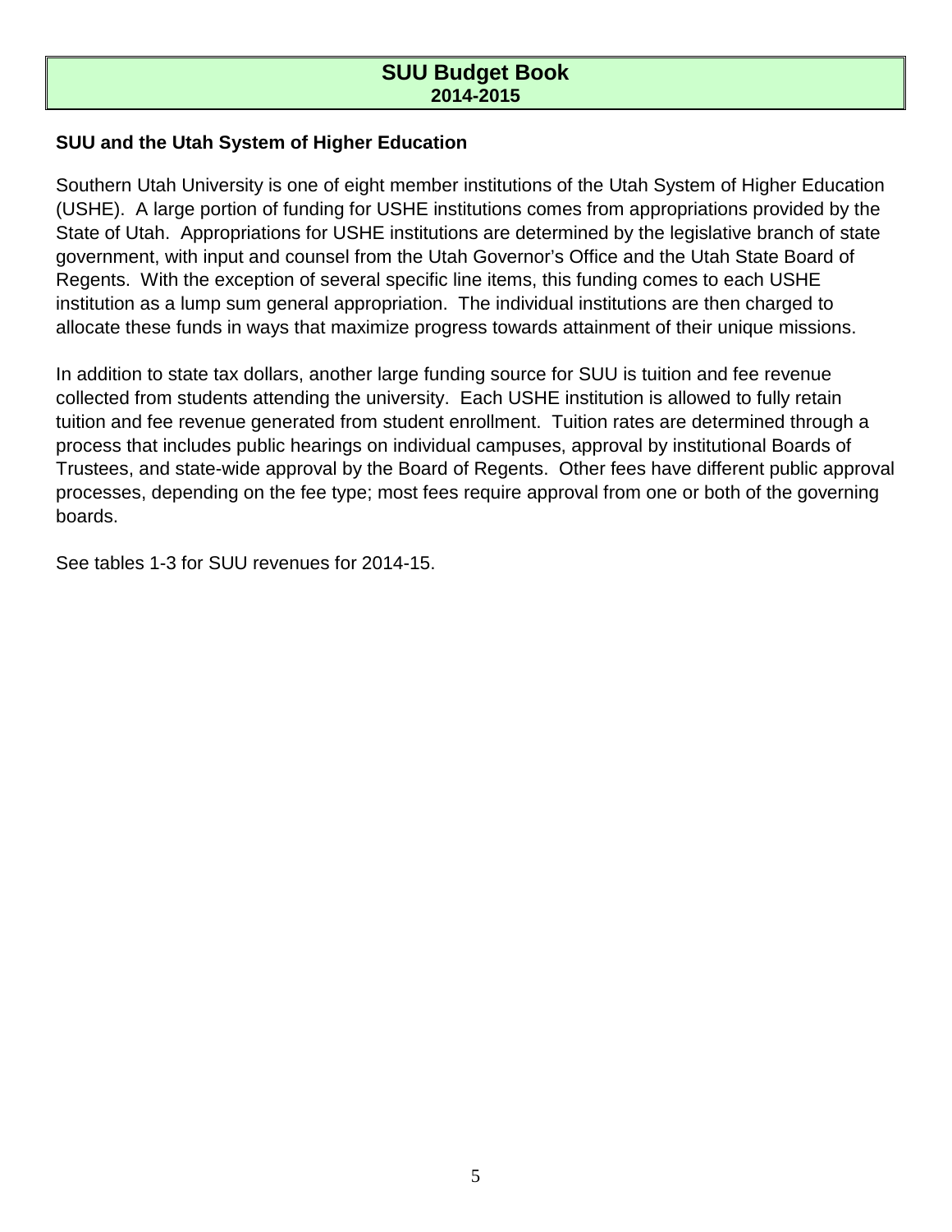## SUU and the Utah System of Higher Education

Southern Utah University is one of eight member institutions of the Utah System of Higher Education (USHE). A large portion of funding for USHE institutions comes from appropriations provided by the State of Utah. Appropriations for USHE institutions are determined by the legislative branch of state government, with input and counsel from the Utah Governor's Office and the Utah State Board of Regents. With the exception of several specific line items, this funding comes to each USHE institution as a lump sum general appropriation. The individual institutions are then charged to allocate these funds in ways that maximize progress towards attainment of their unique missions.

In addition to state tax dollars, another large funding source for SUU is tuition and fee revenue collected from students attending the university. Each USHE institution is allowed to fully retain tuition and fee revenue generated from student enrollment. Tuition rates are determined through a process that includes public hearings on individual campuses, approval by institutional Boards of Trustees, and state-wide approval by the Board of Regents. Other fees have different public approval processes, depending on the fee type; most fees require approval from one or both of the governing boards.

See tables 1-3 for SUU revenues for 2014-15.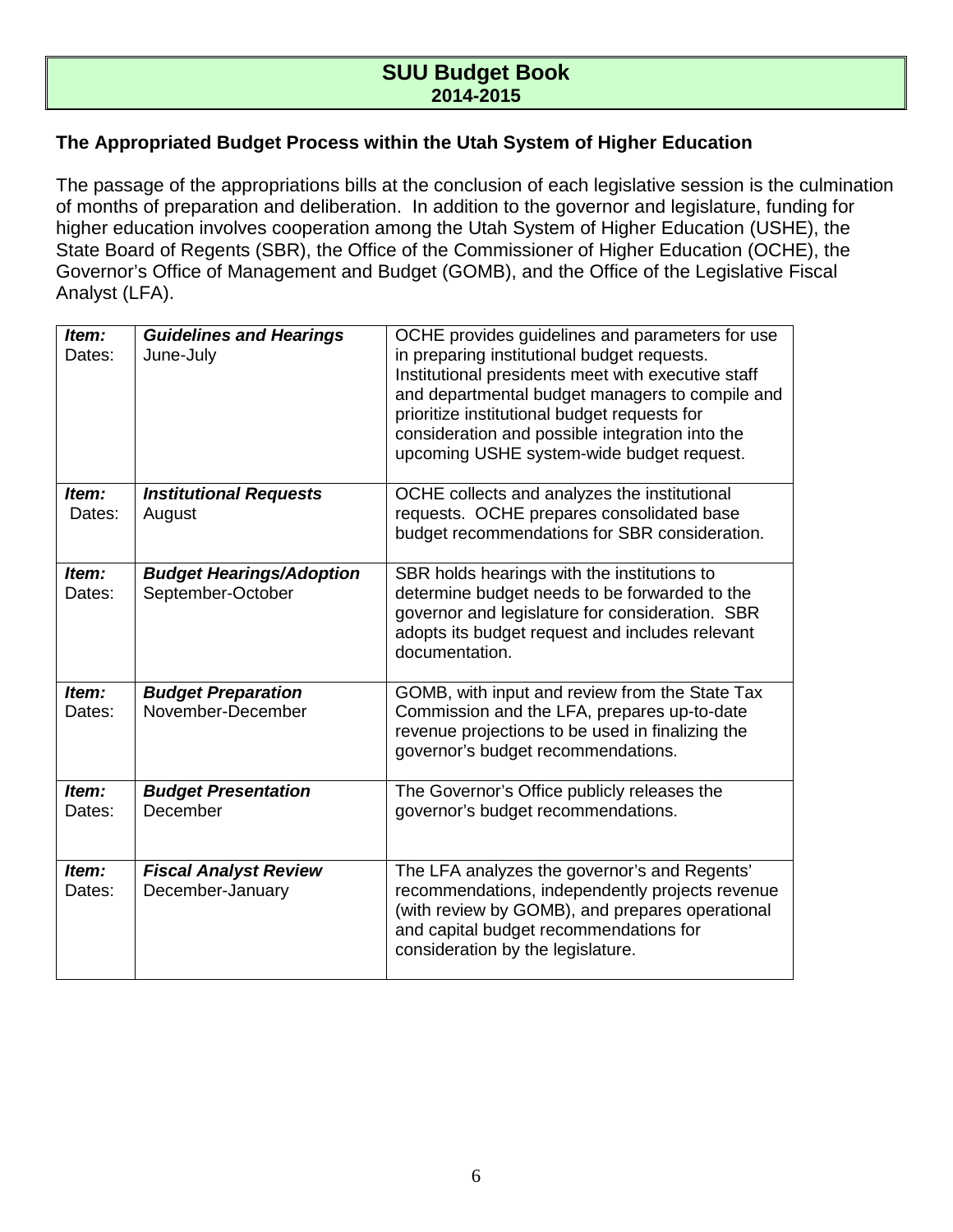# SUU Budget Book
## 2014-2015

### The Appropriated Budget Process within the Utah System of Higher Education

The passage of the appropriations bills at the conclusion of each legislative session is the culmination of months of preparation and deliberation. In addition to the governor and legislature, funding for higher education involves cooperation among the Utah System of Higher Education (USHE), the State Board of Regents (SBR), the Office of the Commissioner of Higher Education (OCHE), the Governor's Office of Management and Budget (GOMB), and the Office of the Legislative Fiscal Analyst (LFA).

| | | |
|---|---|---|
| ***Item:*** Dates: | ***Guidelines and Hearings*** June-July | OCHE provides guidelines and parameters for use in preparing institutional budget requests. Institutional presidents meet with executive staff and departmental budget managers to compile and prioritize institutional budget requests for consideration and possible integration into the upcoming USHE system-wide budget request. |
| ***Item:*** Dates: | ***Institutional Requests*** August | OCHE collects and analyzes the institutional requests. OCHE prepares consolidated base budget recommendations for SBR consideration. |
| ***Item:*** Dates: | ***Budget Hearings/Adoption*** September-October | SBR holds hearings with the institutions to determine budget needs to be forwarded to the governor and legislature for consideration. SBR adopts its budget request and includes relevant documentation. |
| ***Item:*** Dates: | ***Budget Preparation*** November-December | GOMB, with input and review from the State Tax Commission and the LFA, prepares up-to-date revenue projections to be used in finalizing the governor's budget recommendations. |
| ***Item:*** Dates: | ***Budget Presentation*** December | The Governor's Office publicly releases the governor's budget recommendations. |
| ***Item:*** Dates: | ***Fiscal Analyst Review*** December-January | The LFA analyzes the governor's and Regents' recommendations, independently projects revenue (with review by GOMB), and prepares operational and capital budget recommendations for consideration by the legislature. |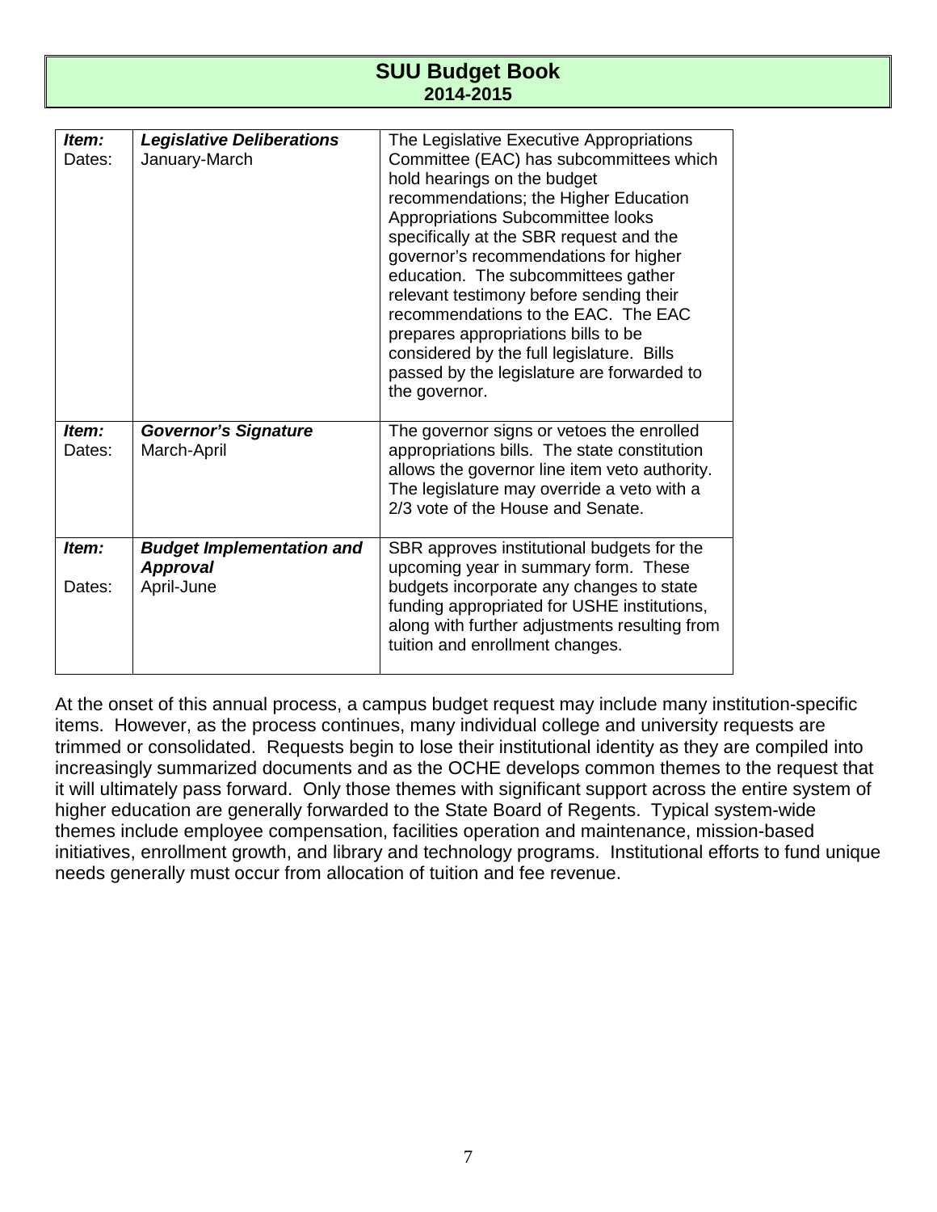| | | |
|---|---|---|
| ***Item:*** Dates: | ***Legislative Deliberations*** January-March | The Legislative Executive Appropriations Committee (EAC) has subcommittees which hold hearings on the budget recommendations; the Higher Education Appropriations Subcommittee looks specifically at the SBR request and the governor's recommendations for higher education. The subcommittees gather relevant testimony before sending their recommendations to the EAC. The EAC prepares appropriations bills to be considered by the full legislature. Bills passed by the legislature are forwarded to the governor. |
| ***Item:*** Dates: | ***Governor's Signature*** March-April | The governor signs or vetoes the enrolled appropriations bills. The state constitution allows the governor line item veto authority. The legislature may override a veto with a 2/3 vote of the House and Senate. |
| ***Item:*** Dates: | ***Budget Implementation and Approval*** April-June | SBR approves institutional budgets for the upcoming year in summary form. These budgets incorporate any changes to state funding appropriated for USHE institutions, along with further adjustments resulting from tuition and enrollment changes. |

At the onset of this annual process, a campus budget request may include many institution-specific items. However, as the process continues, many individual college and university requests are trimmed or consolidated. Requests begin to lose their institutional identity as they are compiled into increasingly summarized documents and as the OCHE develops common themes to the request that it will ultimately pass forward. Only those themes with significant support across the entire system of higher education are generally forwarded to the State Board of Regents. Typical system-wide themes include employee compensation, facilities operation and maintenance, mission-based initiatives, enrollment growth, and library and technology programs. Institutional efforts to fund unique needs generally must occur from allocation of tuition and fee revenue.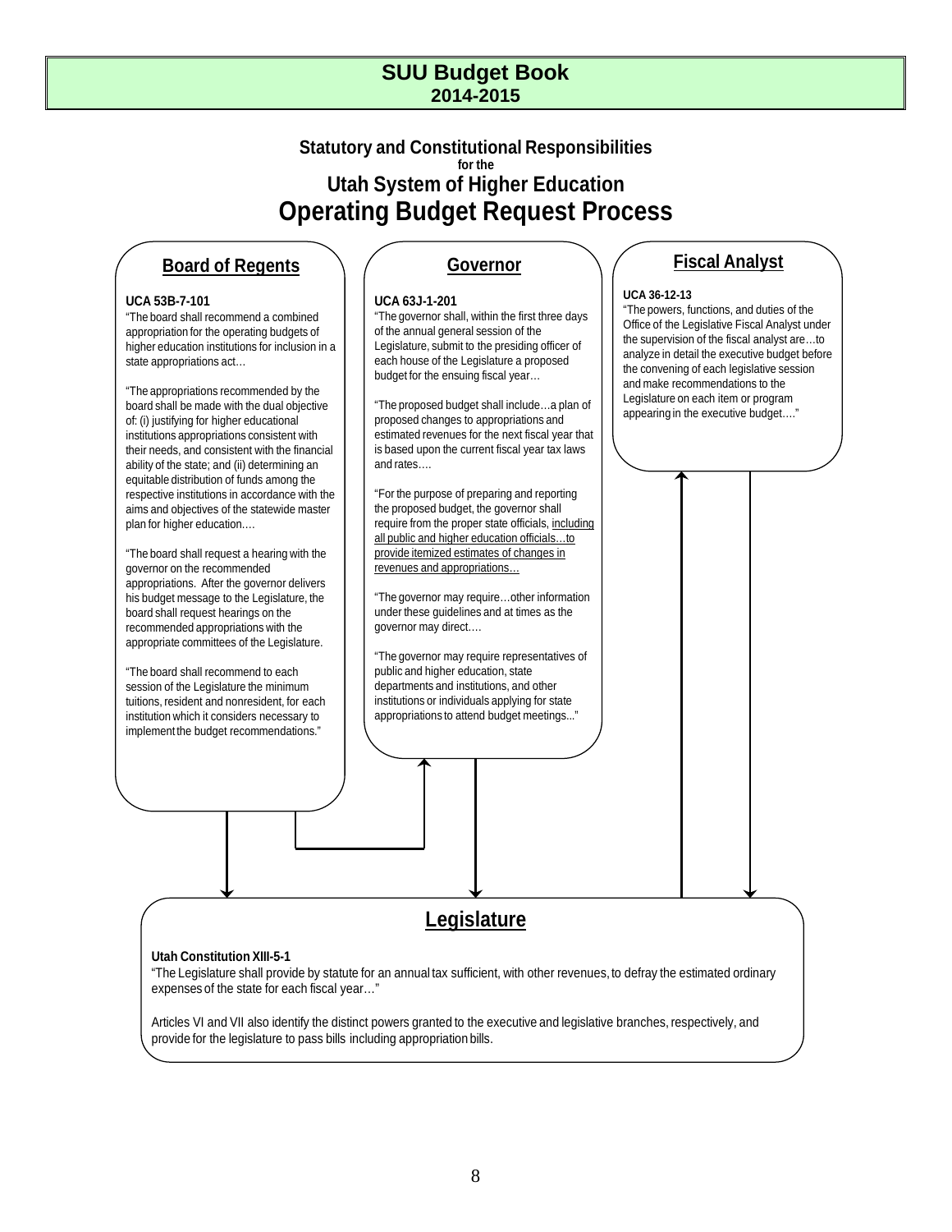# SUU Budget Book
## 2014-2015

## Statutory and Constitutional Responsibilities for the Utah System of Higher Education Operating Budget Request Process

### Board of Regents

**UCA 53B-7-101**

"The board shall recommend a combined appropriation for the operating budgets of higher education institutions for inclusion in a state appropriations act…

"The appropriations recommended by the board shall be made with the dual objective of: (i) justifying for higher educational institutions appropriations consistent with their needs, and consistent with the financial ability of the state; and (ii) determining an equitable distribution of funds among the respective institutions in accordance with the aims and objectives of the statewide master plan for higher education.…

"The board shall request a hearing with the governor on the recommended appropriations. After the governor delivers his budget message to the Legislature, the board shall request hearings on the recommended appropriations with the appropriate committees of the Legislature.

"The board shall recommend to each session of the Legislature the minimum tuitions, resident and nonresident, for each institution which it considers necessary to implement the budget recommendations."

### Governor

**UCA 63J-1-201**

"The governor shall, within the first three days of the annual general session of the Legislature, submit to the presiding officer of each house of the Legislature a proposed budget for the ensuing fiscal year…

"The proposed budget shall include…a plan of proposed changes to appropriations and estimated revenues for the next fiscal year that is based upon the current fiscal year tax laws and rates.…

"For the purpose of preparing and reporting the proposed budget, the governor shall require from the proper state officials, <u>including all public and higher education officials…to provide itemized estimates of changes in revenues and appropriations…</u>

"The governor may require…other information under these guidelines and at times as the governor may direct.…

"The governor may require representatives of public and higher education, state departments and institutions, and other institutions or individuals applying for state appropriations to attend budget meetings..."

### Fiscal Analyst

**UCA 36-12-13**

"The powers, functions, and duties of the Office of the Legislative Fiscal Analyst under the supervision of the fiscal analyst are…to analyze in detail the executive budget before the convening of each legislative session and make recommendations to the Legislature on each item or program appearing in the executive budget…."

### Legislature

**Utah Constitution XIII-5-1**

"The Legislature shall provide by statute for an annual tax sufficient, with other revenues, to defray the estimated ordinary expenses of the state for each fiscal year…"

Articles VI and VII also identify the distinct powers granted to the executive and legislative branches, respectively, and provide for the legislature to pass bills including appropriation bills.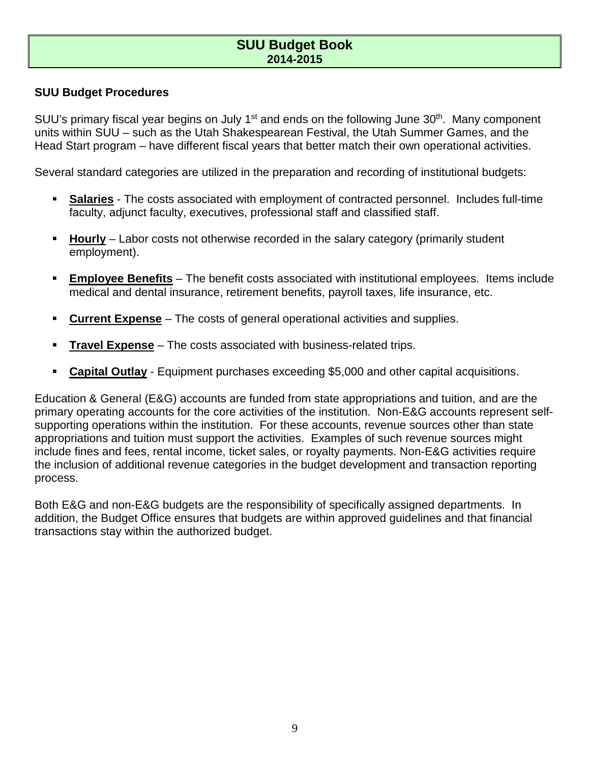# SUU Budget Book
## 2014-2015

### SUU Budget Procedures

SUU's primary fiscal year begins on July 1st and ends on the following June 30th. Many component units within SUU – such as the Utah Shakespearean Festival, the Utah Summer Games, and the Head Start program – have different fiscal years that better match their own operational activities.

Several standard categories are utilized in the preparation and recording of institutional budgets:

- **Salaries** - The costs associated with employment of contracted personnel. Includes full-time faculty, adjunct faculty, executives, professional staff and classified staff.
- **Hourly** – Labor costs not otherwise recorded in the salary category (primarily student employment).
- **Employee Benefits** – The benefit costs associated with institutional employees. Items include medical and dental insurance, retirement benefits, payroll taxes, life insurance, etc.
- **Current Expense** – The costs of general operational activities and supplies.
- **Travel Expense** – The costs associated with business-related trips.
- **Capital Outlay** - Equipment purchases exceeding $5,000 and other capital acquisitions.

Education & General (E&G) accounts are funded from state appropriations and tuition, and are the primary operating accounts for the core activities of the institution. Non-E&G accounts represent self-supporting operations within the institution. For these accounts, revenue sources other than state appropriations and tuition must support the activities. Examples of such revenue sources might include fines and fees, rental income, ticket sales, or royalty payments. Non-E&G activities require the inclusion of additional revenue categories in the budget development and transaction reporting process.

Both E&G and non-E&G budgets are the responsibility of specifically assigned departments. In addition, the Budget Office ensures that budgets are within approved guidelines and that financial transactions stay within the authorized budget.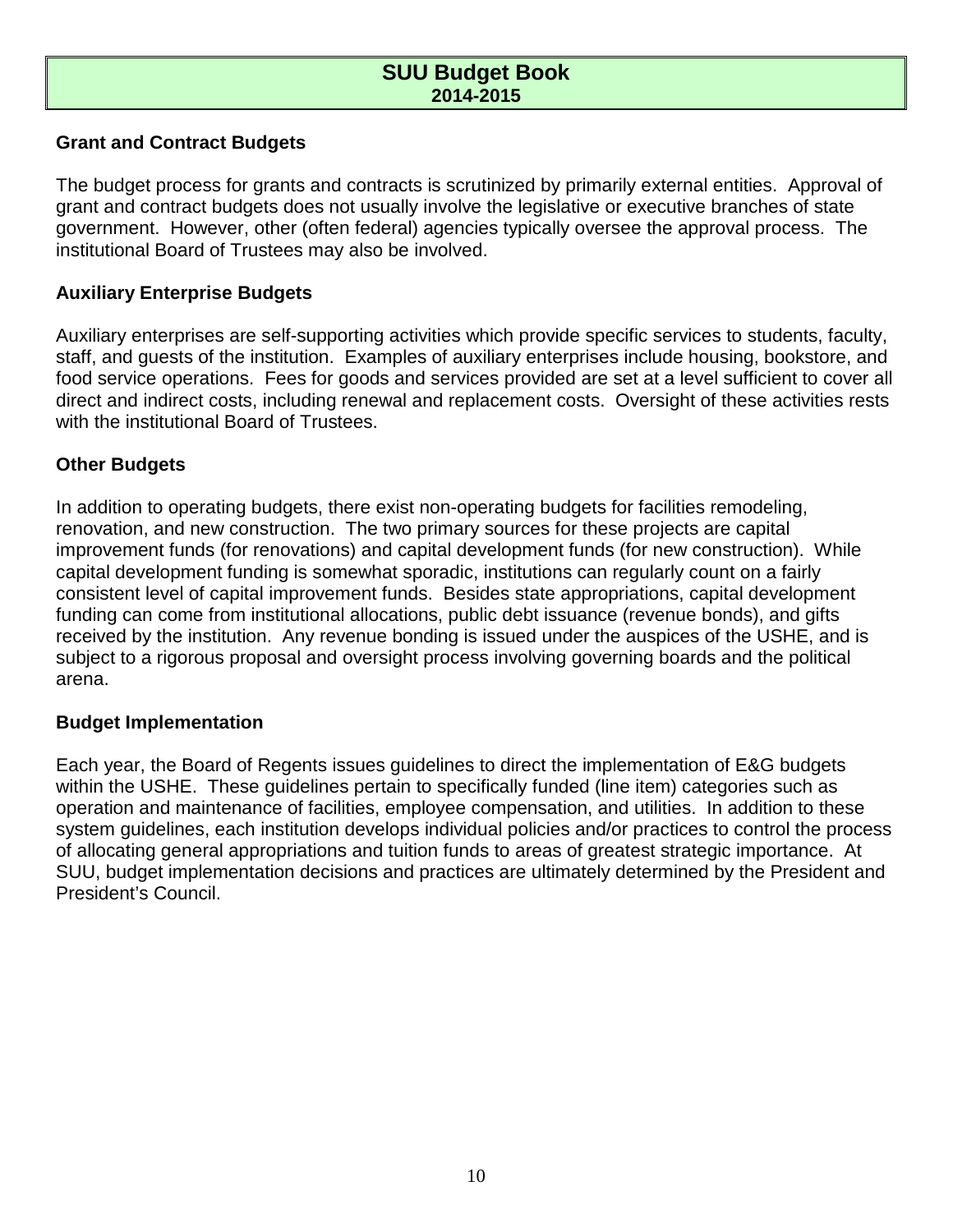## Grant and Contract Budgets

The budget process for grants and contracts is scrutinized by primarily external entities. Approval of grant and contract budgets does not usually involve the legislative or executive branches of state government. However, other (often federal) agencies typically oversee the approval process. The institutional Board of Trustees may also be involved.

## Auxiliary Enterprise Budgets

Auxiliary enterprises are self-supporting activities which provide specific services to students, faculty, staff, and guests of the institution. Examples of auxiliary enterprises include housing, bookstore, and food service operations. Fees for goods and services provided are set at a level sufficient to cover all direct and indirect costs, including renewal and replacement costs. Oversight of these activities rests with the institutional Board of Trustees.

## Other Budgets

In addition to operating budgets, there exist non-operating budgets for facilities remodeling, renovation, and new construction. The two primary sources for these projects are capital improvement funds (for renovations) and capital development funds (for new construction). While capital development funding is somewhat sporadic, institutions can regularly count on a fairly consistent level of capital improvement funds. Besides state appropriations, capital development funding can come from institutional allocations, public debt issuance (revenue bonds), and gifts received by the institution. Any revenue bonding is issued under the auspices of the USHE, and is subject to a rigorous proposal and oversight process involving governing boards and the political arena.

## Budget Implementation

Each year, the Board of Regents issues guidelines to direct the implementation of E&G budgets within the USHE. These guidelines pertain to specifically funded (line item) categories such as operation and maintenance of facilities, employee compensation, and utilities. In addition to these system guidelines, each institution develops individual policies and/or practices to control the process of allocating general appropriations and tuition funds to areas of greatest strategic importance. At SUU, budget implementation decisions and practices are ultimately determined by the President and President's Council.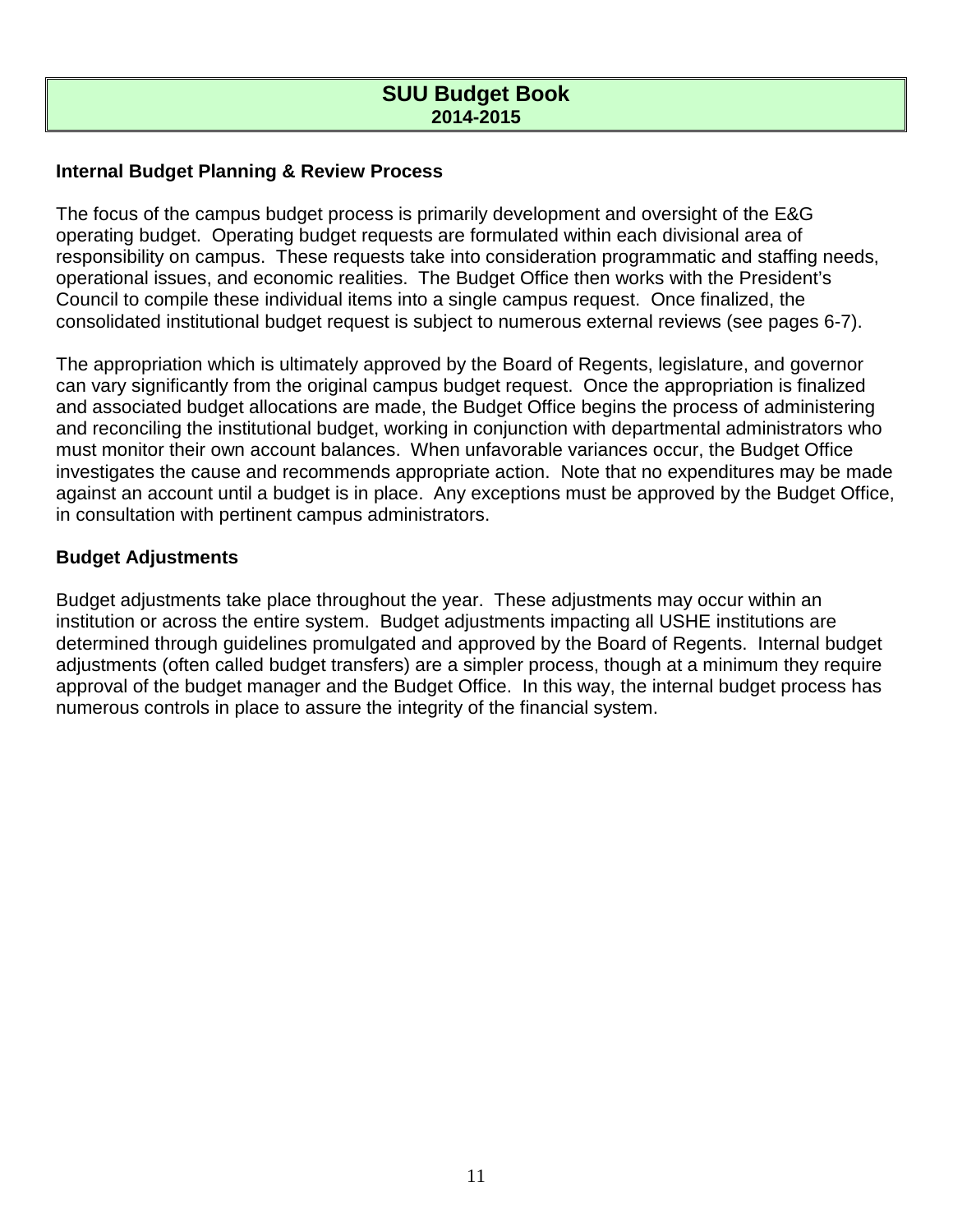## Internal Budget Planning & Review Process

The focus of the campus budget process is primarily development and oversight of the E&G operating budget. Operating budget requests are formulated within each divisional area of responsibility on campus. These requests take into consideration programmatic and staffing needs, operational issues, and economic realities. The Budget Office then works with the President's Council to compile these individual items into a single campus request. Once finalized, the consolidated institutional budget request is subject to numerous external reviews (see pages 6-7).

The appropriation which is ultimately approved by the Board of Regents, legislature, and governor can vary significantly from the original campus budget request. Once the appropriation is finalized and associated budget allocations are made, the Budget Office begins the process of administering and reconciling the institutional budget, working in conjunction with departmental administrators who must monitor their own account balances. When unfavorable variances occur, the Budget Office investigates the cause and recommends appropriate action. Note that no expenditures may be made against an account until a budget is in place. Any exceptions must be approved by the Budget Office, in consultation with pertinent campus administrators.

## Budget Adjustments

Budget adjustments take place throughout the year. These adjustments may occur within an institution or across the entire system. Budget adjustments impacting all USHE institutions are determined through guidelines promulgated and approved by the Board of Regents. Internal budget adjustments (often called budget transfers) are a simpler process, though at a minimum they require approval of the budget manager and the Budget Office. In this way, the internal budget process has numerous controls in place to assure the integrity of the financial system.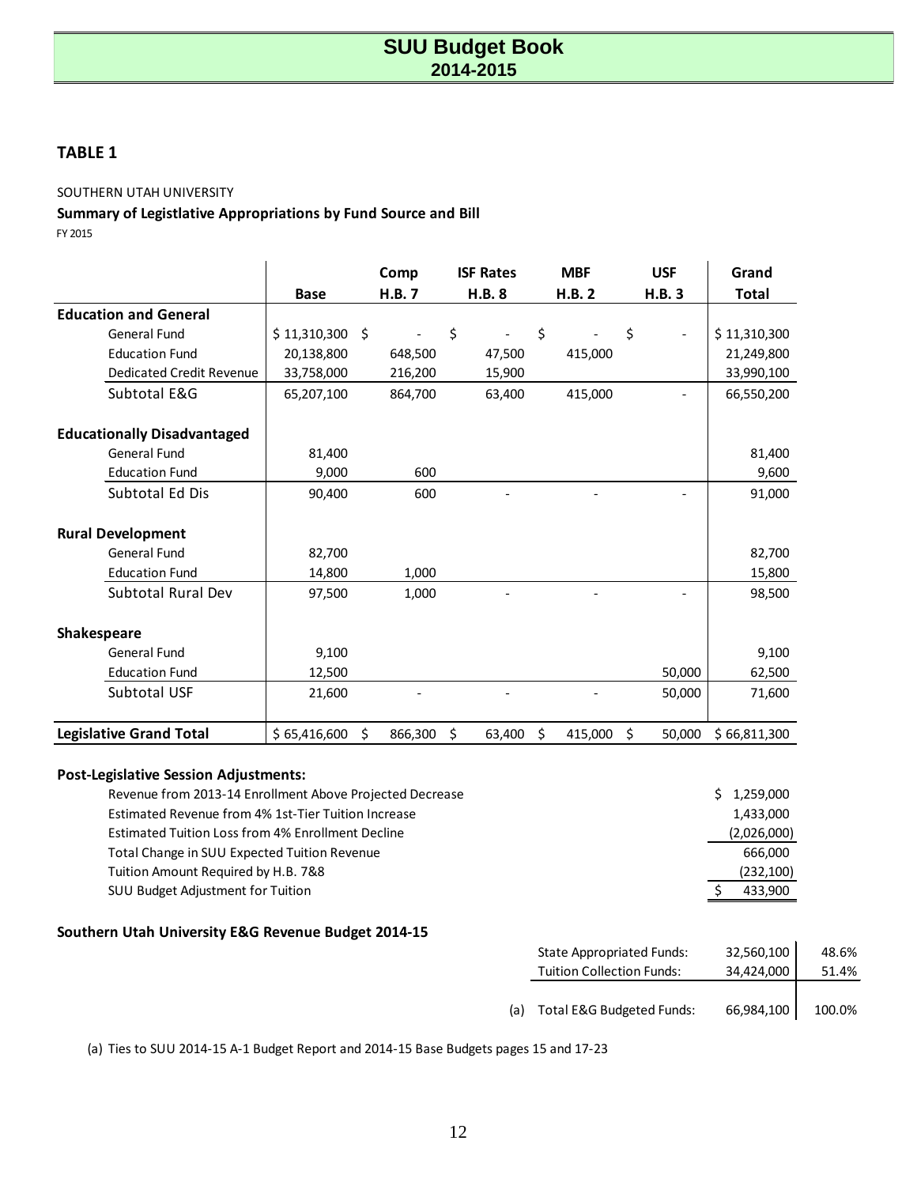# SUU Budget Book
## 2014-2015

### TABLE 1

SOUTHERN UTAH UNIVERSITY

**Summary of Legistlative Appropriations by Fund Source and Bill**

FY 2015

| | Base | Comp H.B. 7 | ISF Rates H.B. 8 | MBF H.B. 2 | USF H.B. 3 | Grand Total |
|---|---|---|---|---|---|---|
| **Education and General** | | | | | | |
| General Fund | $ 11,310,300 | $ - | $ - | $ - | $ - | $ 11,310,300 |
| Education Fund | 20,138,800 | 648,500 | 47,500 | 415,000 | | 21,249,800 |
| Dedicated Credit Revenue | 33,758,000 | 216,200 | 15,900 | | | 33,990,100 |
| Subtotal E&G | 65,207,100 | 864,700 | 63,400 | 415,000 | - | 66,550,200 |
| **Educationally Disadvantaged** | | | | | | |
| General Fund | 81,400 | | | | | 81,400 |
| Education Fund | 9,000 | 600 | | | | 9,600 |
| Subtotal Ed Dis | 90,400 | 600 | - | - | - | 91,000 |
| **Rural Development** | | | | | | |
| General Fund | 82,700 | | | | | 82,700 |
| Education Fund | 14,800 | 1,000 | | | | 15,800 |
| Subtotal Rural Dev | 97,500 | 1,000 | - | - | - | 98,500 |
| **Shakespeare** | | | | | | |
| General Fund | 9,100 | | | | | 9,100 |
| Education Fund | 12,500 | | | | 50,000 | 62,500 |
| Subtotal USF | 21,600 | - | - | - | 50,000 | 71,600 |
| **Legislative Grand Total** | $ 65,416,600 | $ 866,300 | $ 63,400 | $ 415,000 | $ 50,000 | $ 66,811,300 |

**Post-Legislative Session Adjustments:**

| | |
|---|---|
| Revenue from 2013-14 Enrollment Above Projected Decrease | $ 1,259,000 |
| Estimated Revenue from 4% 1st-Tier Tuition Increase | 1,433,000 |
| Estimated Tuition Loss from 4% Enrollment Decline | (2,026,000) |
| Total Change in SUU Expected Tuition Revenue | 666,000 |
| Tuition Amount Required by H.B. 7&8 | (232,100) |
| SUU Budget Adjustment for Tuition | $ 433,900 |

**Southern Utah University E&G Revenue Budget 2014-15**

| | | |
|---|---|---|
| State Appropriated Funds: | 32,560,100 | 48.6% |
| Tuition Collection Funds: | 34,424,000 | 51.4% |
| (a) Total E&G Budgeted Funds: | 66,984,100 | 100.0% |

(a) Ties to SUU 2014-15 A-1 Budget Report and 2014-15 Base Budgets pages 15 and 17-23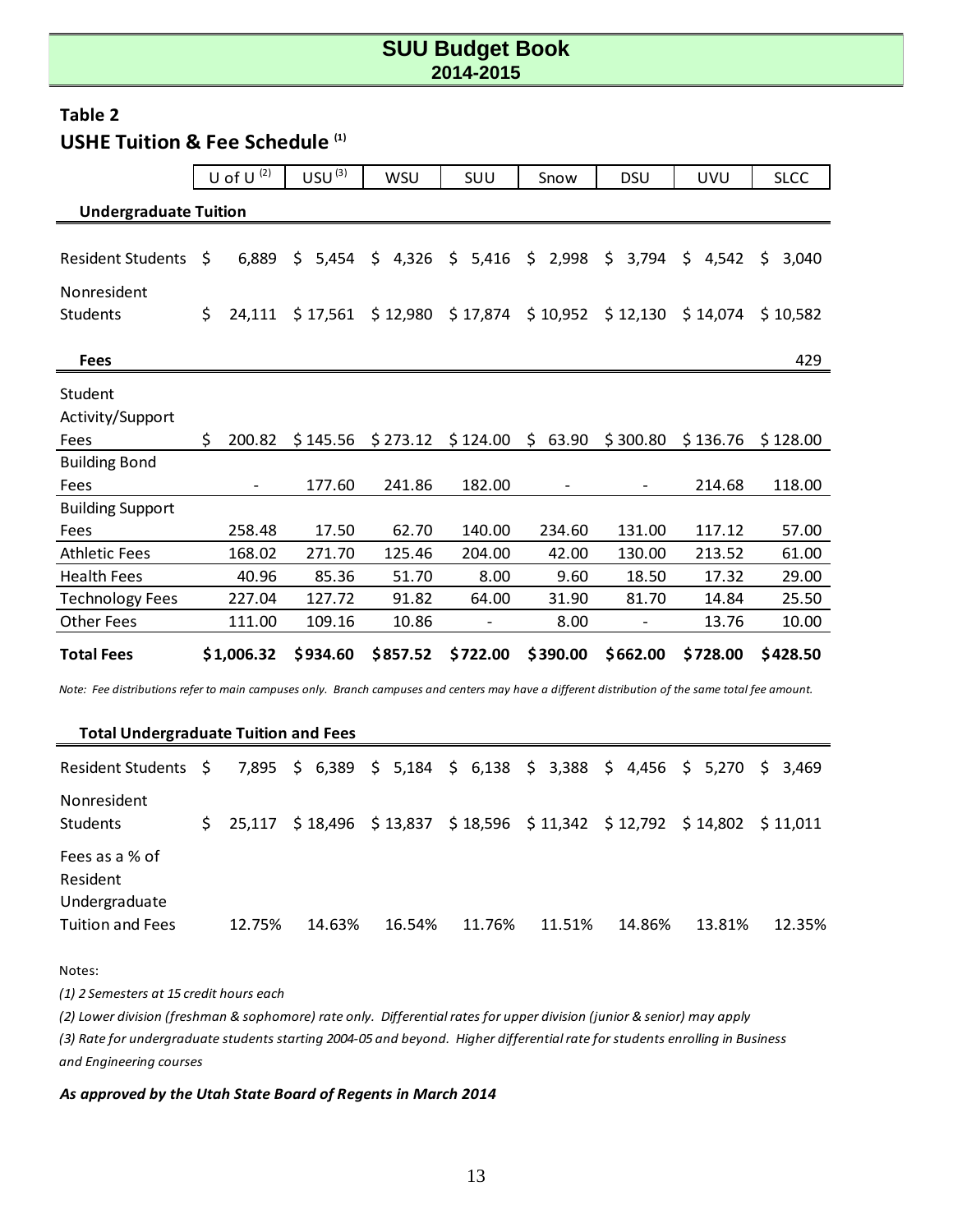## Table 2

## USHE Tuition & Fee Schedule [1]

| | U of U [2] | USU [3] | WSU | SUU | Snow | DSU | UVU | SLCC |
|---|---|---|---|---|---|---|---|---|
| **Undergraduate Tuition** | | | | | | | | |
| Resident Students | $ 6,889 | $ 5,454 | $ 4,326 | $ 5,416 | $ 2,998 | $ 3,794 | $ 4,542 | $ 3,040 |
| Nonresident Students | $ 24,111 | $ 17,561 | $ 12,980 | $ 17,874 | $ 10,952 | $ 12,130 | $ 14,074 | $ 10,582 |
| **Fees** | | | | | | | | 429 |
| Student Activity/Support Fees | $ 200.82 | $ 145.56 | $ 273.12 | $ 124.00 | $ 63.90 | $ 300.80 | $ 136.76 | $ 128.00 |
| Building Bond Fees | - | 177.60 | 241.86 | 182.00 | - | - | 214.68 | 118.00 |
| Building Support Fees | 258.48 | 17.50 | 62.70 | 140.00 | 234.60 | 131.00 | 117.12 | 57.00 |
| Athletic Fees | 168.02 | 271.70 | 125.46 | 204.00 | 42.00 | 130.00 | 213.52 | 61.00 |
| Health Fees | 40.96 | 85.36 | 51.70 | 8.00 | 9.60 | 18.50 | 17.32 | 29.00 |
| Technology Fees | 227.04 | 127.72 | 91.82 | 64.00 | 31.90 | 81.70 | 14.84 | 25.50 |
| Other Fees | 111.00 | 109.16 | 10.86 | - | 8.00 | - | 13.76 | 10.00 |
| **Total Fees** | **$1,006.32** | **$934.60** | **$857.52** | **$722.00** | **$390.00** | **$662.00** | **$728.00** | **$428.50** |

*Note: Fee distributions refer to main campuses only. Branch campuses and centers may have a different distribution of the same total fee amount.*

| **Total Undergraduate Tuition and Fees** | U of U | USU | WSU | SUU | Snow | DSU | UVU | SLCC |
|---|---|---|---|---|---|---|---|---|
| Resident Students | $ 7,895 | $ 6,389 | $ 5,184 | $ 6,138 | $ 3,388 | $ 4,456 | $ 5,270 | $ 3,469 |
| Nonresident Students | $ 25,117 | $ 18,496 | $ 13,837 | $ 18,596 | $ 11,342 | $ 12,792 | $ 14,802 | $ 11,011 |
| Fees as a % of Resident Undergraduate Tuition and Fees | 12.75% | 14.63% | 16.54% | 11.76% | 11.51% | 14.86% | 13.81% | 12.35% |

Notes:

*(1) 2 Semesters at 15 credit hours each*

*(2) Lower division (freshman & sophomore) rate only. Differential rates for upper division (junior & senior) may apply*

*(3) Rate for undergraduate students starting 2004-05 and beyond. Higher differential rate for students enrolling in Business and Engineering courses*

***As approved by the Utah State Board of Regents in March 2014***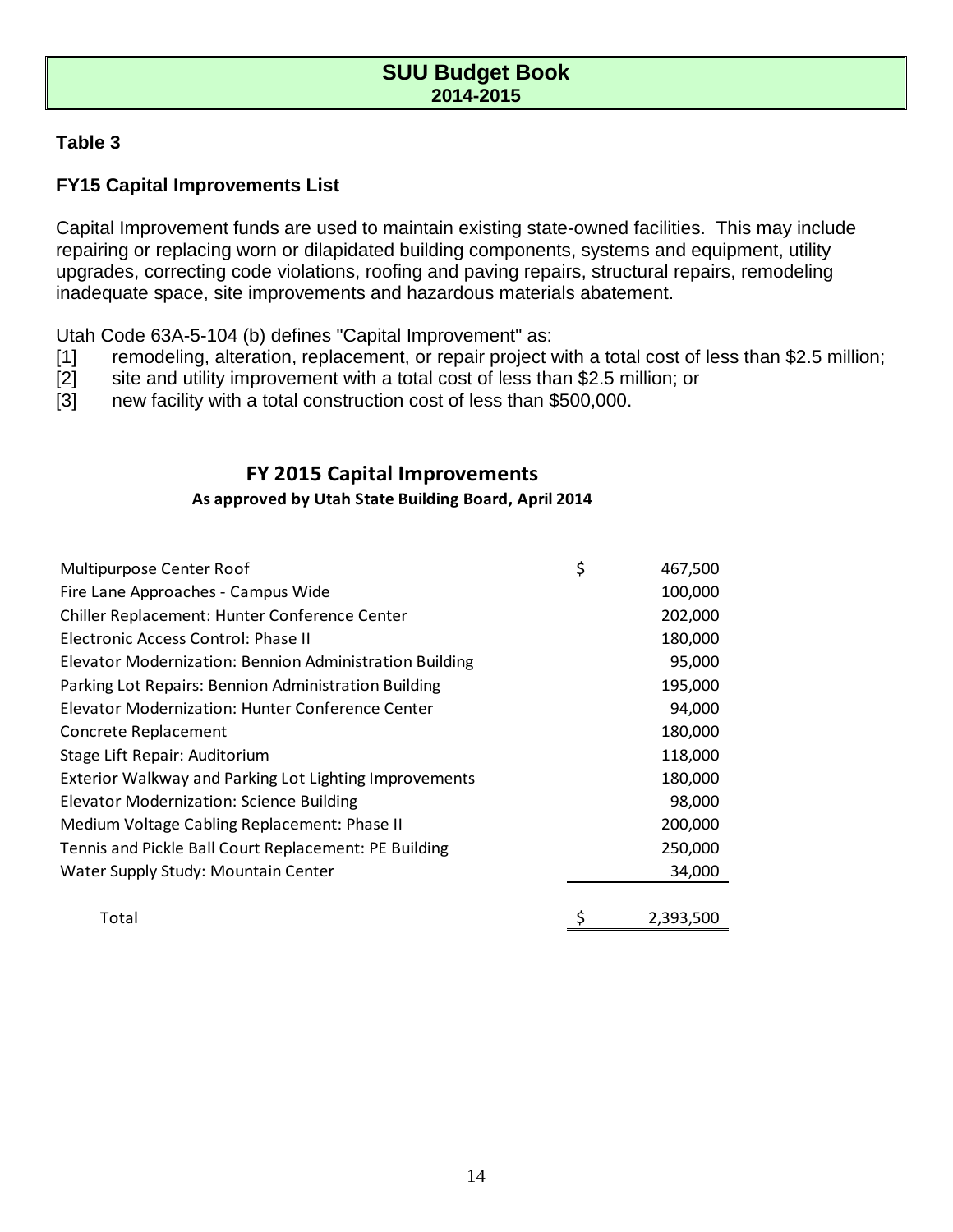# SUU Budget Book
## 2014-2015

### Table 3

### FY15 Capital Improvements List

Capital Improvement funds are used to maintain existing state-owned facilities. This may include repairing or replacing worn or dilapidated building components, systems and equipment, utility upgrades, correcting code violations, roofing and paving repairs, structural repairs, remodeling inadequate space, site improvements and hazardous materials abatement.

Utah Code 63A-5-104 (b) defines "Capital Improvement" as:

[1] remodeling, alteration, replacement, or repair project with a total cost of less than $2.5 million;
[2] site and utility improvement with a total cost of less than $2.5 million; or
[3] new facility with a total construction cost of less than $500,000.

**FY 2015 Capital Improvements**
**As approved by Utah State Building Board, April 2014**

| Project | Amount |
|---|---|
| Multipurpose Center Roof | $ 467,500 |
| Fire Lane Approaches - Campus Wide | 100,000 |
| Chiller Replacement: Hunter Conference Center | 202,000 |
| Electronic Access Control: Phase II | 180,000 |
| Elevator Modernization: Bennion Administration Building | 95,000 |
| Parking Lot Repairs: Bennion Administration Building | 195,000 |
| Elevator Modernization: Hunter Conference Center | 94,000 |
| Concrete Replacement | 180,000 |
| Stage Lift Repair: Auditorium | 118,000 |
| Exterior Walkway and Parking Lot Lighting Improvements | 180,000 |
| Elevator Modernization: Science Building | 98,000 |
| Medium Voltage Cabling Replacement: Phase II | 200,000 |
| Tennis and Pickle Ball Court Replacement: PE Building | 250,000 |
| Water Supply Study: Mountain Center | 34,000 |
| Total | $ 2,393,500 |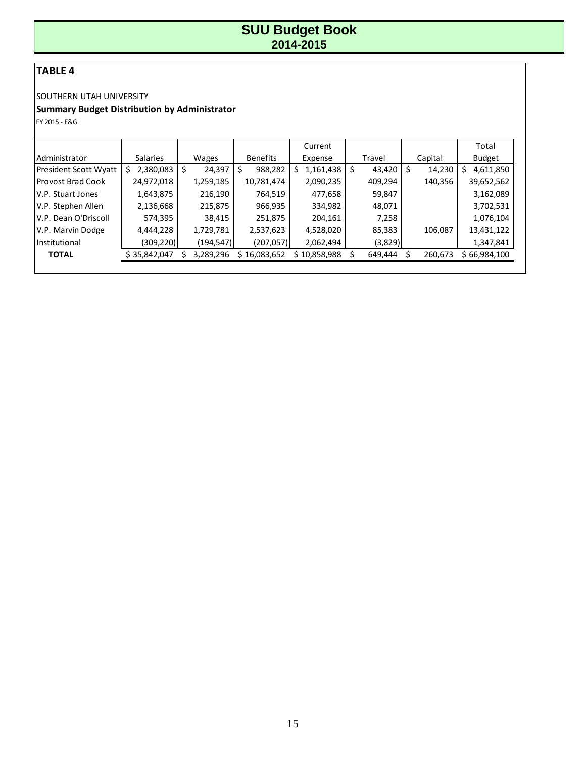# SUU Budget Book
## 2014-2015

### TABLE 4

SOUTHERN UTAH UNIVERSITY

**Summary Budget Distribution by Administrator**

FY 2015 - E&G

| Administrator | Salaries | Wages | Benefits | Current Expense | Travel | Capital | Total Budget |
|---|---|---|---|---|---|---|---|
| President Scott Wyatt | $ 2,380,083 | $ 24,397 | $ 988,282 | $ 1,161,438 | $ 43,420 | $ 14,230 | $ 4,611,850 |
| Provost Brad Cook | 24,972,018 | 1,259,185 | 10,781,474 | 2,090,235 | 409,294 | 140,356 | 39,652,562 |
| V.P. Stuart Jones | 1,643,875 | 216,190 | 764,519 | 477,658 | 59,847 | | 3,162,089 |
| V.P. Stephen Allen | 2,136,668 | 215,875 | 966,935 | 334,982 | 48,071 | | 3,702,531 |
| V.P. Dean O'Driscoll | 574,395 | 38,415 | 251,875 | 204,161 | 7,258 | | 1,076,104 |
| V.P. Marvin Dodge | 4,444,228 | 1,729,781 | 2,537,623 | 4,528,020 | 85,383 | 106,087 | 13,431,122 |
| Institutional | (309,220) | (194,547) | (207,057) | 2,062,494 | (3,829) | | 1,347,841 |
| **TOTAL** | $ 35,842,047 | $ 3,289,296 | $ 16,083,652 | $ 10,858,988 | $ 649,444 | $ 260,673 | $ 66,984,100 |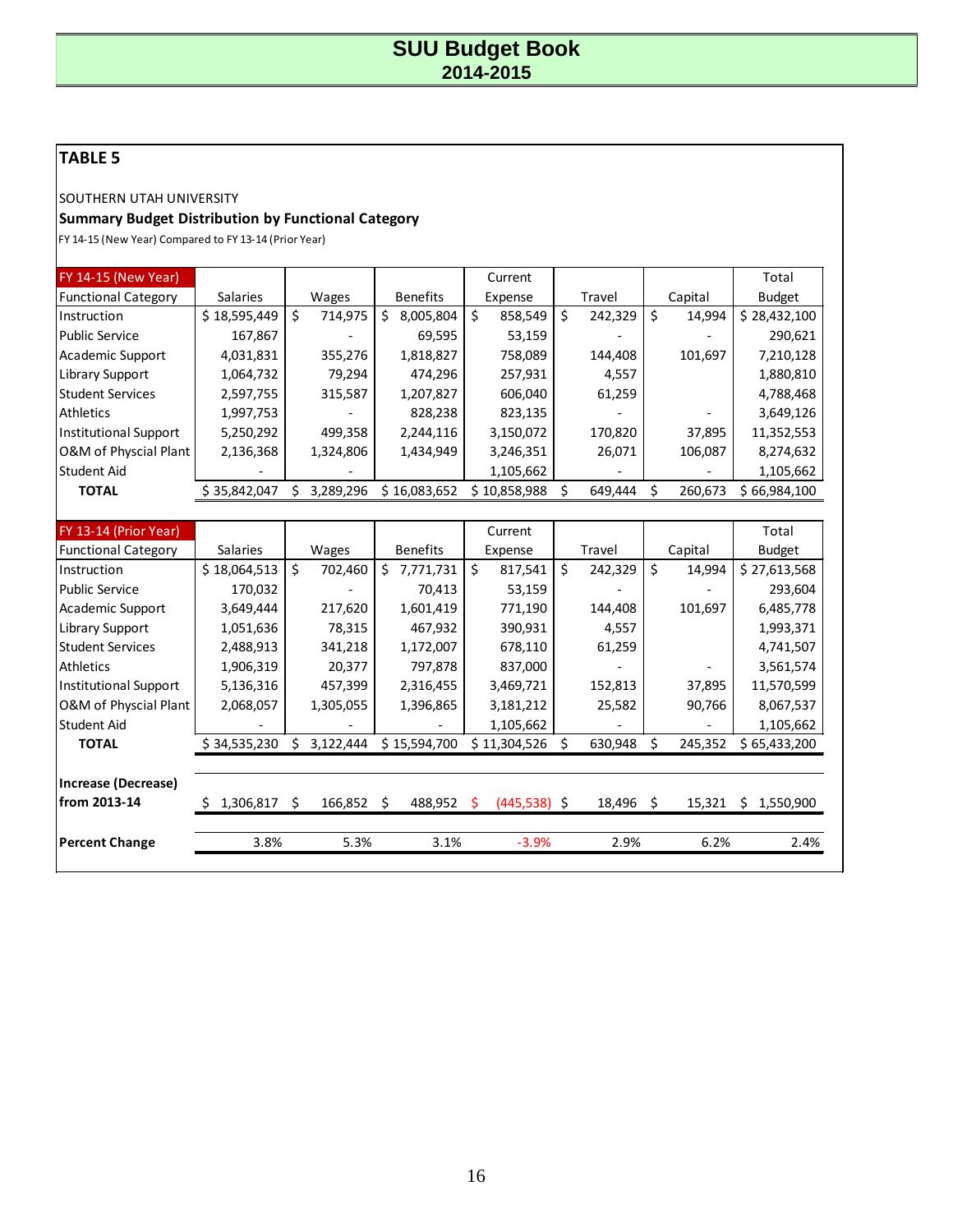# SUU Budget Book
## 2014-2015

### TABLE 5

SOUTHERN UTAH UNIVERSITY

**Summary Budget Distribution by Functional Category**

FY 14-15 (New Year) Compared to FY 13-14 (Prior Year)

| FY 14-15 (New Year) | | | | Current | | | Total |
|---|---|---|---|---|---|---|---|
| Functional Category | Salaries | Wages | Benefits | Expense | Travel | Capital | Budget |
| Instruction | $ 18,595,449 | $ 714,975 | $ 8,005,804 | $ 858,549 | $ 242,329 | $ 14,994 | $ 28,432,100 |
| Public Service | 167,867 | - | 69,595 | 53,159 | - | - | 290,621 |
| Academic Support | 4,031,831 | 355,276 | 1,818,827 | 758,089 | 144,408 | 101,697 | 7,210,128 |
| Library Support | 1,064,732 | 79,294 | 474,296 | 257,931 | 4,557 | | 1,880,810 |
| Student Services | 2,597,755 | 315,587 | 1,207,827 | 606,040 | 61,259 | | 4,788,468 |
| Athletics | 1,997,753 | - | 828,238 | 823,135 | - | - | 3,649,126 |
| Institutional Support | 5,250,292 | 499,358 | 2,244,116 | 3,150,072 | 170,820 | 37,895 | 11,352,553 |
| O&M of Physcial Plant | 2,136,368 | 1,324,806 | 1,434,949 | 3,246,351 | 26,071 | 106,087 | 8,274,632 |
| Student Aid | - | - | | 1,105,662 | - | - | 1,105,662 |
| **TOTAL** | $ 35,842,047 | $ 3,289,296 | $ 16,083,652 | $ 10,858,988 | $ 649,444 | $ 260,673 | $ 66,984,100 |

| FY 13-14 (Prior Year) | | | | Current | | | Total |
|---|---|---|---|---|---|---|---|
| Functional Category | Salaries | Wages | Benefits | Expense | Travel | Capital | Budget |
| Instruction | $ 18,064,513 | $ 702,460 | $ 7,771,731 | $ 817,541 | $ 242,329 | $ 14,994 | $ 27,613,568 |
| Public Service | 170,032 | - | 70,413 | 53,159 | - | - | 293,604 |
| Academic Support | 3,649,444 | 217,620 | 1,601,419 | 771,190 | 144,408 | 101,697 | 6,485,778 |
| Library Support | 1,051,636 | 78,315 | 467,932 | 390,931 | 4,557 | | 1,993,371 |
| Student Services | 2,488,913 | 341,218 | 1,172,007 | 678,110 | 61,259 | | 4,741,507 |
| Athletics | 1,906,319 | 20,377 | 797,878 | 837,000 | - | - | 3,561,574 |
| Institutional Support | 5,136,316 | 457,399 | 2,316,455 | 3,469,721 | 152,813 | 37,895 | 11,570,599 |
| O&M of Physcial Plant | 2,068,057 | 1,305,055 | 1,396,865 | 3,181,212 | 25,582 | 90,766 | 8,067,537 |
| Student Aid | - | - | - | 1,105,662 | - | - | 1,105,662 |
| **TOTAL** | $ 34,535,230 | $ 3,122,444 | $ 15,594,700 | $ 11,304,526 | $ 630,948 | $ 245,352 | $ 65,433,200 |
| **Increase (Decrease) from 2013-14** | $ 1,306,817 | $ 166,852 | $ 488,952 | $ (445,538) | $ 18,496 | $ 15,321 | $ 1,550,900 |
| **Percent Change** | 3.8% | 5.3% | 3.1% | -3.9% | 2.9% | 6.2% | 2.4% |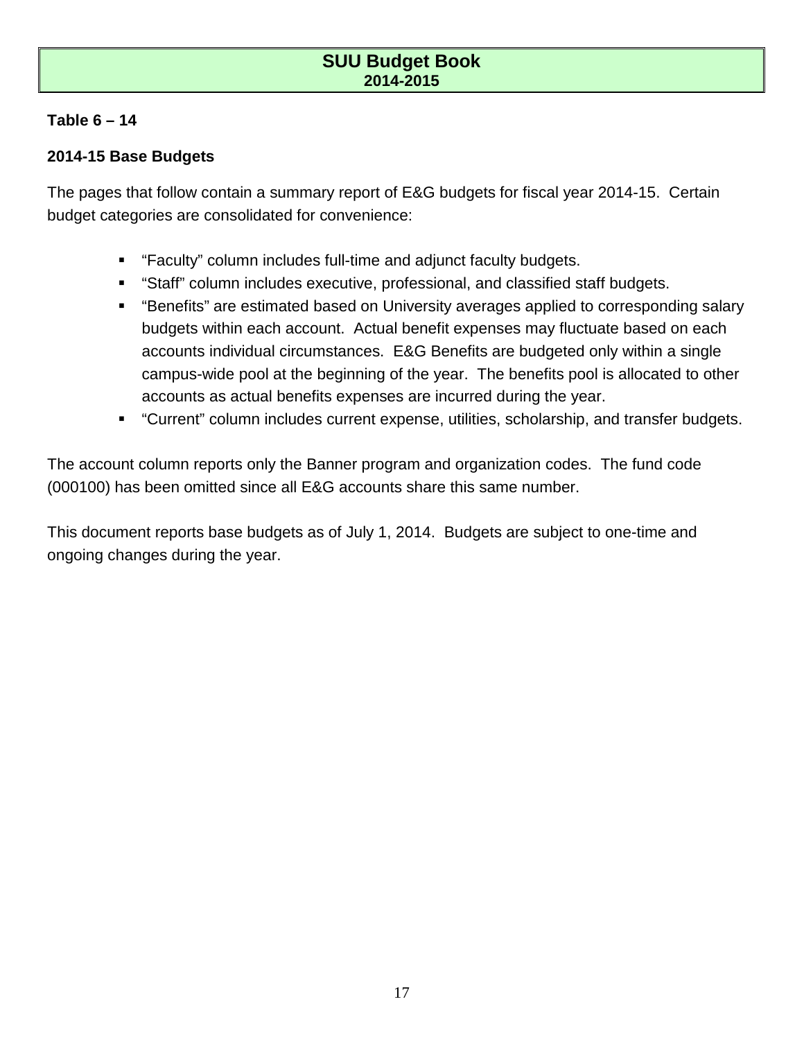**Table 6 – 14**

**2014-15 Base Budgets**

The pages that follow contain a summary report of E&G budgets for fiscal year 2014-15. Certain budget categories are consolidated for convenience:

- “Faculty” column includes full-time and adjunct faculty budgets.
- “Staff” column includes executive, professional, and classified staff budgets.
- “Benefits” are estimated based on University averages applied to corresponding salary budgets within each account. Actual benefit expenses may fluctuate based on each accounts individual circumstances. E&G Benefits are budgeted only within a single campus-wide pool at the beginning of the year. The benefits pool is allocated to other accounts as actual benefits expenses are incurred during the year.
- “Current” column includes current expense, utilities, scholarship, and transfer budgets.

The account column reports only the Banner program and organization codes. The fund code (000100) has been omitted since all E&G accounts share this same number.

This document reports base budgets as of July 1, 2014. Budgets are subject to one-time and ongoing changes during the year.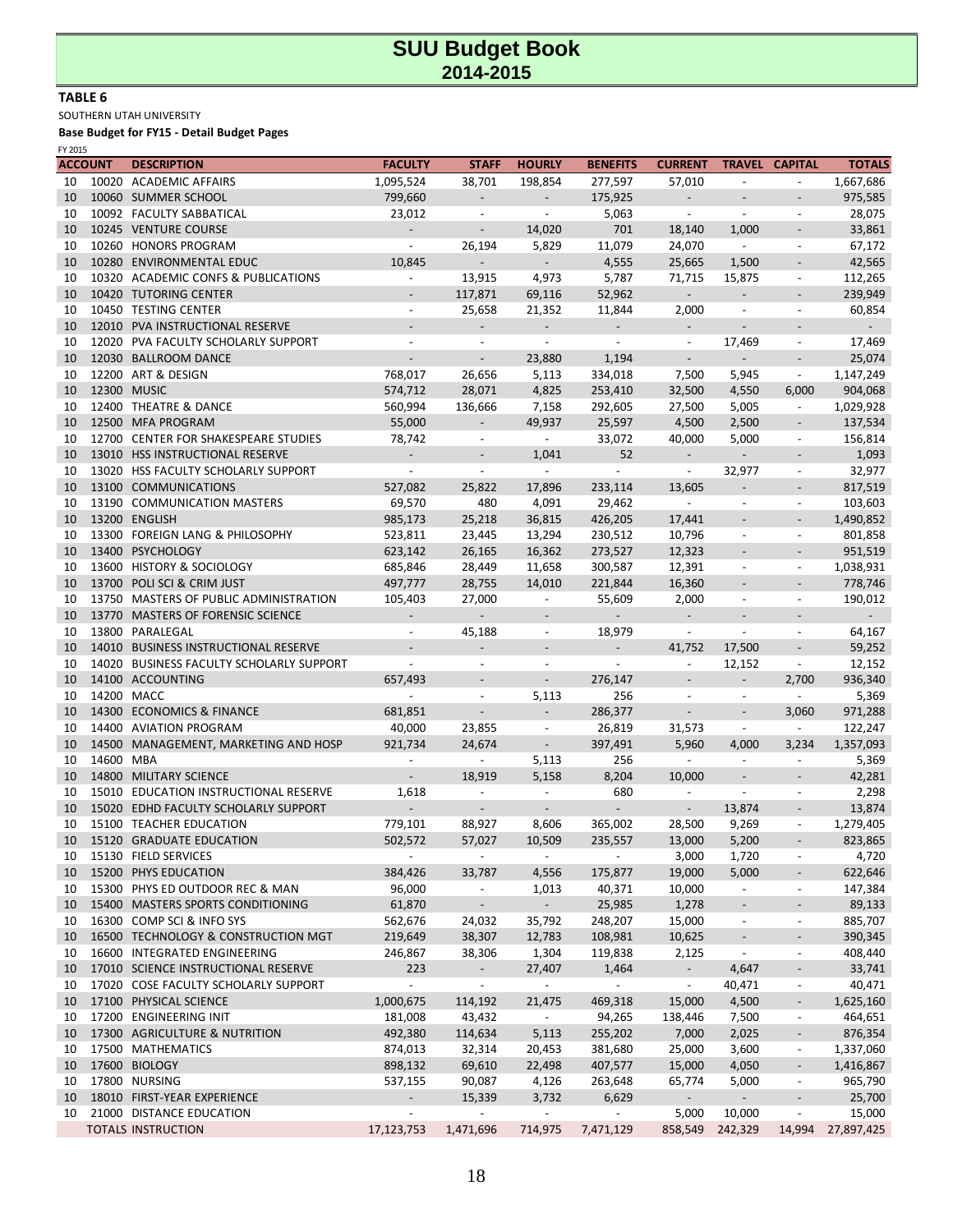# SUU Budget Book
## 2014-2015

**TABLE 6**

SOUTHERN UTAH UNIVERSITY

**Base Budget for FY15 - Detail Budget Pages**

FY 2015

| ACCOUNT | | DESCRIPTION | FACULTY | STAFF | HOURLY | BENEFITS | CURRENT | TRAVEL | CAPITAL | TOTALS |
|---|---|---|---|---|---|---|---|---|---|---|
| 10 | 10020 | ACADEMIC AFFAIRS | 1,095,524 | 38,701 | 198,854 | 277,597 | 57,010 | - | - | 1,667,686 |
| 10 | 10060 | SUMMER SCHOOL | 799,660 | - | - | 175,925 | - | - | - | 975,585 |
| 10 | 10092 | FACULTY SABBATICAL | 23,012 | - | - | 5,063 | - | - | - | 28,075 |
| 10 | 10245 | VENTURE COURSE | - | - | 14,020 | 701 | 18,140 | 1,000 | - | 33,861 |
| 10 | 10260 | HONORS PROGRAM | - | 26,194 | 5,829 | 11,079 | 24,070 | - | - | 67,172 |
| 10 | 10280 | ENVIRONMENTAL EDUC | 10,845 | - | - | 4,555 | 25,665 | 1,500 | - | 42,565 |
| 10 | 10320 | ACADEMIC CONFS & PUBLICATIONS | - | 13,915 | 4,973 | 5,787 | 71,715 | 15,875 | - | 112,265 |
| 10 | 10420 | TUTORING CENTER | - | 117,871 | 69,116 | 52,962 | - | - | - | 239,949 |
| 10 | 10450 | TESTING CENTER | - | 25,658 | 21,352 | 11,844 | 2,000 | - | - | 60,854 |
| 10 | 12010 | PVA INSTRUCTIONAL RESERVE | - | - | - | - | - | - | - | - |
| 10 | 12020 | PVA FACULTY SCHOLARLY SUPPORT | - | - | - | - | - | 17,469 | - | 17,469 |
| 10 | 12030 | BALLROOM DANCE | - | - | 23,880 | 1,194 | - | - | - | 25,074 |
| 10 | 12200 | ART & DESIGN | 768,017 | 26,656 | 5,113 | 334,018 | 7,500 | 5,945 | - | 1,147,249 |
| 10 | 12300 | MUSIC | 574,712 | 28,071 | 4,825 | 253,410 | 32,500 | 4,550 | 6,000 | 904,068 |
| 10 | 12400 | THEATRE & DANCE | 560,994 | 136,666 | 7,158 | 292,605 | 27,500 | 5,005 | - | 1,029,928 |
| 10 | 12500 | MFA PROGRAM | 55,000 | - | 49,937 | 25,597 | 4,500 | 2,500 | - | 137,534 |
| 10 | 12700 | CENTER FOR SHAKESPEARE STUDIES | 78,742 | - | - | 33,072 | 40,000 | 5,000 | - | 156,814 |
| 10 | 13010 | HSS INSTRUCTIONAL RESERVE | - | - | 1,041 | 52 | - | - | - | 1,093 |
| 10 | 13020 | HSS FACULTY SCHOLARLY SUPPORT | - | - | - | - | - | 32,977 | - | 32,977 |
| 10 | 13100 | COMMUNICATIONS | 527,082 | 25,822 | 17,896 | 233,114 | 13,605 | - | - | 817,519 |
| 10 | 13190 | COMMUNICATION MASTERS | 69,570 | 480 | 4,091 | 29,462 | - | - | - | 103,603 |
| 10 | 13200 | ENGLISH | 985,173 | 25,218 | 36,815 | 426,205 | 17,441 | - | - | 1,490,852 |
| 10 | 13300 | FOREIGN LANG & PHILOSOPHY | 523,811 | 23,445 | 13,294 | 230,512 | 10,796 | - | - | 801,858 |
| 10 | 13400 | PSYCHOLOGY | 623,142 | 26,165 | 16,362 | 273,527 | 12,323 | - | - | 951,519 |
| 10 | 13600 | HISTORY & SOCIOLOGY | 685,846 | 28,449 | 11,658 | 300,587 | 12,391 | - | - | 1,038,931 |
| 10 | 13700 | POLI SCI & CRIM JUST | 497,777 | 28,755 | 14,010 | 221,844 | 16,360 | - | - | 778,746 |
| 10 | 13750 | MASTERS OF PUBLIC ADMINISTRATION | 105,403 | 27,000 | - | 55,609 | 2,000 | - | - | 190,012 |
| 10 | 13770 | MASTERS OF FORENSIC SCIENCE | - | - | - | - | - | - | - | - |
| 10 | 13800 | PARALEGAL | - | 45,188 | - | 18,979 | - | - | - | 64,167 |
| 10 | 14010 | BUSINESS INSTRUCTIONAL RESERVE | - | - | - | - | 41,752 | 17,500 | - | 59,252 |
| 10 | 14020 | BUSINESS FACULTY SCHOLARLY SUPPORT | - | - | - | - | - | 12,152 | - | 12,152 |
| 10 | 14100 | ACCOUNTING | 657,493 | - | - | 276,147 | - | - | 2,700 | 936,340 |
| 10 | 14200 | MACC | - | - | 5,113 | 256 | - | - | - | 5,369 |
| 10 | 14300 | ECONOMICS & FINANCE | 681,851 | - | - | 286,377 | - | - | 3,060 | 971,288 |
| 10 | 14400 | AVIATION PROGRAM | 40,000 | 23,855 | - | 26,819 | 31,573 | - | - | 122,247 |
| 10 | 14500 | MANAGEMENT, MARKETING AND HOSP | 921,734 | 24,674 | - | 397,491 | 5,960 | 4,000 | 3,234 | 1,357,093 |
| 10 | 14600 | MBA | - | - | 5,113 | 256 | - | - | - | 5,369 |
| 10 | 14800 | MILITARY SCIENCE | - | 18,919 | 5,158 | 8,204 | 10,000 | - | - | 42,281 |
| 10 | 15010 | EDUCATION INSTRUCTIONAL RESERVE | 1,618 | - | - | 680 | - | - | - | 2,298 |
| 10 | 15020 | EDHD FACULTY SCHOLARLY SUPPORT | - | - | - | - | - | 13,874 | - | 13,874 |
| 10 | 15100 | TEACHER EDUCATION | 779,101 | 88,927 | 8,606 | 365,002 | 28,500 | 9,269 | - | 1,279,405 |
| 10 | 15120 | GRADUATE EDUCATION | 502,572 | 57,027 | 10,509 | 235,557 | 13,000 | 5,200 | - | 823,865 |
| 10 | 15130 | FIELD SERVICES | - | - | - | - | 3,000 | 1,720 | - | 4,720 |
| 10 | 15200 | PHYS EDUCATION | 384,426 | 33,787 | 4,556 | 175,877 | 19,000 | 5,000 | - | 622,646 |
| 10 | 15300 | PHYS ED OUTDOOR REC & MAN | 96,000 | - | 1,013 | 40,371 | 10,000 | - | - | 147,384 |
| 10 | 15400 | MASTERS SPORTS CONDITIONING | 61,870 | - | - | 25,985 | 1,278 | - | - | 89,133 |
| 10 | 16300 | COMP SCI & INFO SYS | 562,676 | 24,032 | 35,792 | 248,207 | 15,000 | - | - | 885,707 |
| 10 | 16500 | TECHNOLOGY & CONSTRUCTION MGT | 219,649 | 38,307 | 12,783 | 108,981 | 10,625 | - | - | 390,345 |
| 10 | 16600 | INTEGRATED ENGINEERING | 246,867 | 38,306 | 1,304 | 119,838 | 2,125 | - | - | 408,440 |
| 10 | 17010 | SCIENCE INSTRUCTIONAL RESERVE | 223 | - | 27,407 | 1,464 | - | 4,647 | - | 33,741 |
| 10 | 17020 | COSE FACULTY SCHOLARLY SUPPORT | - | - | - | - | - | 40,471 | - | 40,471 |
| 10 | 17100 | PHYSICAL SCIENCE | 1,000,675 | 114,192 | 21,475 | 469,318 | 15,000 | 4,500 | - | 1,625,160 |
| 10 | 17200 | ENGINEERING INIT | 181,008 | 43,432 | - | 94,265 | 138,446 | 7,500 | - | 464,651 |
| 10 | 17300 | AGRICULTURE & NUTRITION | 492,380 | 114,634 | 5,113 | 255,202 | 7,000 | 2,025 | - | 876,354 |
| 10 | 17500 | MATHEMATICS | 874,013 | 32,314 | 20,453 | 381,680 | 25,000 | 3,600 | - | 1,337,060 |
| 10 | 17600 | BIOLOGY | 898,132 | 69,610 | 22,498 | 407,577 | 15,000 | 4,050 | - | 1,416,867 |
| 10 | 17800 | NURSING | 537,155 | 90,087 | 4,126 | 263,648 | 65,774 | 5,000 | - | 965,790 |
| 10 | 18010 | FIRST-YEAR EXPERIENCE | - | 15,339 | 3,732 | 6,629 | - | - | - | 25,700 |
| 10 | 21000 | DISTANCE EDUCATION | - | - | - | - | 5,000 | 10,000 | - | 15,000 |
| | TOTALS | INSTRUCTION | 17,123,753 | 1,471,696 | 714,975 | 7,471,129 | 858,549 | 242,329 | 14,994 | 27,897,425 |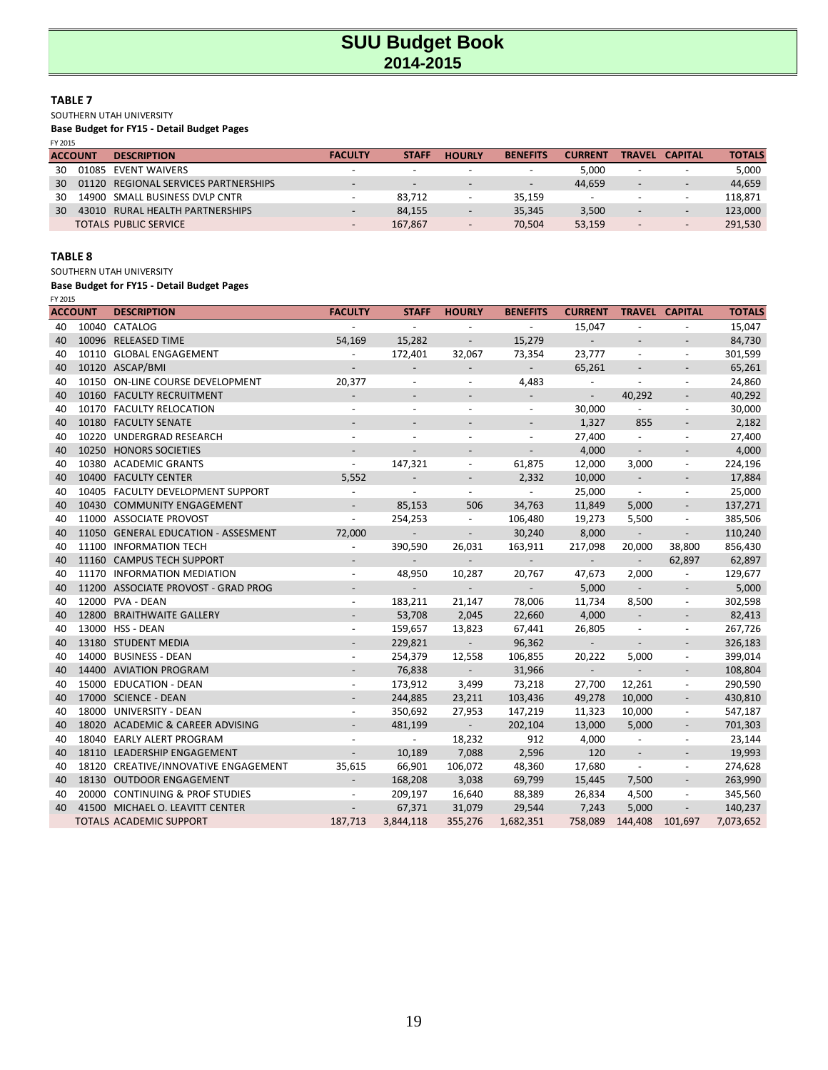# SUU Budget Book
## 2014-2015

**TABLE 7**

SOUTHERN UTAH UNIVERSITY

**Base Budget for FY15 - Detail Budget Pages**

FY 2015

| ACCOUNT | | DESCRIPTION | FACULTY | STAFF | HOURLY | BENEFITS | CURRENT | TRAVEL | CAPITAL | TOTALS |
|---|---|---|---|---|---|---|---|---|---|---|
| 30 | 01085 | EVENT WAIVERS | - | - | - | - | 5,000 | - | - | 5,000 |
| 30 | 01120 | REGIONAL SERVICES PARTNERSHIPS | - | - | - | - | 44,659 | - | - | 44,659 |
| 30 | 14900 | SMALL BUSINESS DVLP CNTR | - | 83,712 | - | 35,159 | - | - | - | 118,871 |
| 30 | 43010 | RURAL HEALTH PARTNERSHIPS | - | 84,155 | - | 35,345 | 3,500 | - | - | 123,000 |
| | | TOTALS PUBLIC SERVICE | - | 167,867 | - | 70,504 | 53,159 | - | - | 291,530 |

**TABLE 8**

SOUTHERN UTAH UNIVERSITY

**Base Budget for FY15 - Detail Budget Pages**

FY 2015

| ACCOUNT | | DESCRIPTION | FACULTY | STAFF | HOURLY | BENEFITS | CURRENT | TRAVEL | CAPITAL | TOTALS |
|---|---|---|---|---|---|---|---|---|---|---|
| 40 | 10040 | CATALOG | - | - | - | - | 15,047 | - | - | 15,047 |
| 40 | 10096 | RELEASED TIME | 54,169 | 15,282 | - | 15,279 | - | - | - | 84,730 |
| 40 | 10110 | GLOBAL ENGAGEMENT | - | 172,401 | 32,067 | 73,354 | 23,777 | - | - | 301,599 |
| 40 | 10120 | ASCAP/BMI | - | - | - | - | 65,261 | - | - | 65,261 |
| 40 | 10150 | ON-LINE COURSE DEVELOPMENT | 20,377 | - | - | 4,483 | - | - | - | 24,860 |
| 40 | 10160 | FACULTY RECRUITMENT | - | - | - | - | - | 40,292 | - | 40,292 |
| 40 | 10170 | FACULTY RELOCATION | - | - | - | - | 30,000 | - | - | 30,000 |
| 40 | 10180 | FACULTY SENATE | - | - | - | - | 1,327 | 855 | - | 2,182 |
| 40 | 10220 | UNDERGRAD RESEARCH | - | - | - | - | 27,400 | - | - | 27,400 |
| 40 | 10250 | HONORS SOCIETIES | - | - | - | - | 4,000 | - | - | 4,000 |
| 40 | 10380 | ACADEMIC GRANTS | - | 147,321 | - | 61,875 | 12,000 | 3,000 | - | 224,196 |
| 40 | 10400 | FACULTY CENTER | 5,552 | - | - | 2,332 | 10,000 | - | - | 17,884 |
| 40 | 10405 | FACULTY DEVELOPMENT SUPPORT | - | - | - | - | 25,000 | - | - | 25,000 |
| 40 | 10430 | COMMUNITY ENGAGEMENT | - | 85,153 | 506 | 34,763 | 11,849 | 5,000 | - | 137,271 |
| 40 | 11000 | ASSOCIATE PROVOST | - | 254,253 | - | 106,480 | 19,273 | 5,500 | - | 385,506 |
| 40 | 11050 | GENERAL EDUCATION - ASSESMENT | 72,000 | - | - | 30,240 | 8,000 | - | - | 110,240 |
| 40 | 11100 | INFORMATION TECH | - | 390,590 | 26,031 | 163,911 | 217,098 | 20,000 | 38,800 | 856,430 |
| 40 | 11160 | CAMPUS TECH SUPPORT | - | - | - | - | - | - | 62,897 | 62,897 |
| 40 | 11170 | INFORMATION MEDIATION | - | 48,950 | 10,287 | 20,767 | 47,673 | 2,000 | - | 129,677 |
| 40 | 11200 | ASSOCIATE PROVOST - GRAD PROG | - | - | - | - | 5,000 | - | - | 5,000 |
| 40 | 12000 | PVA - DEAN | - | 183,211 | 21,147 | 78,006 | 11,734 | 8,500 | - | 302,598 |
| 40 | 12800 | BRAITHWAITE GALLERY | - | 53,708 | 2,045 | 22,660 | 4,000 | - | - | 82,413 |
| 40 | 13000 | HSS - DEAN | - | 159,657 | 13,823 | 67,441 | 26,805 | - | - | 267,726 |
| 40 | 13180 | STUDENT MEDIA | - | 229,821 | - | 96,362 | - | - | - | 326,183 |
| 40 | 14000 | BUSINESS - DEAN | - | 254,379 | 12,558 | 106,855 | 20,222 | 5,000 | - | 399,014 |
| 40 | 14400 | AVIATION PROGRAM | - | 76,838 | - | 31,966 | - | - | - | 108,804 |
| 40 | 15000 | EDUCATION - DEAN | - | 173,912 | 3,499 | 73,218 | 27,700 | 12,261 | - | 290,590 |
| 40 | 17000 | SCIENCE - DEAN | - | 244,885 | 23,211 | 103,436 | 49,278 | 10,000 | - | 430,810 |
| 40 | 18000 | UNIVERSITY - DEAN | - | 350,692 | 27,953 | 147,219 | 11,323 | 10,000 | - | 547,187 |
| 40 | 18020 | ACADEMIC & CAREER ADVISING | - | 481,199 | - | 202,104 | 13,000 | 5,000 | - | 701,303 |
| 40 | 18040 | EARLY ALERT PROGRAM | - | - | 18,232 | 912 | 4,000 | - | - | 23,144 |
| 40 | 18110 | LEADERSHIP ENGAGEMENT | - | 10,189 | 7,088 | 2,596 | 120 | - | - | 19,993 |
| 40 | 18120 | CREATIVE/INNOVATIVE ENGAGEMENT | 35,615 | 66,901 | 106,072 | 48,360 | 17,680 | - | - | 274,628 |
| 40 | 18130 | OUTDOOR ENGAGEMENT | - | 168,208 | 3,038 | 69,799 | 15,445 | 7,500 | - | 263,990 |
| 40 | 20000 | CONTINUING & PROF STUDIES | - | 209,197 | 16,640 | 88,389 | 26,834 | 4,500 | - | 345,560 |
| 40 | 41500 | MICHAEL O. LEAVITT CENTER | - | 67,371 | 31,079 | 29,544 | 7,243 | 5,000 | - | 140,237 |
| | | TOTALS ACADEMIC SUPPORT | 187,713 | 3,844,118 | 355,276 | 1,682,351 | 758,089 | 144,408 | 101,697 | 7,073,652 |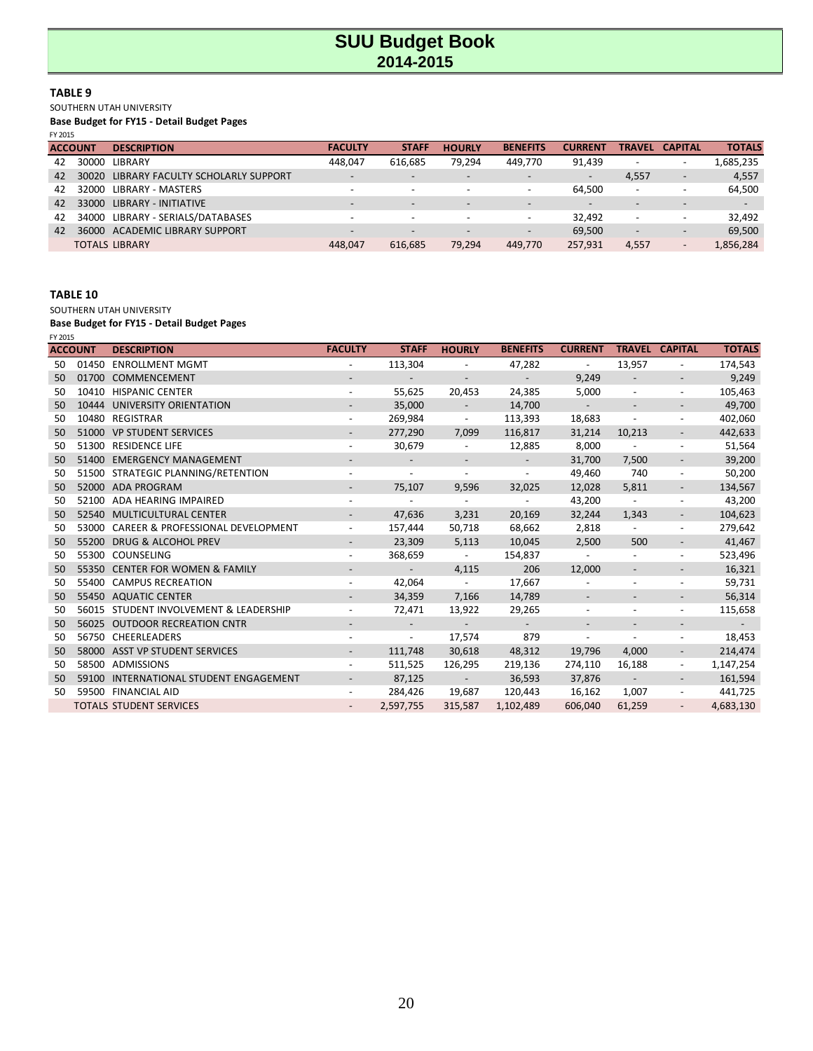# SUU Budget Book
## 2014-2015

**TABLE 9**

SOUTHERN UTAH UNIVERSITY

**Base Budget for FY15 - Detail Budget Pages**

FY 2015

| ACCOUNT | | DESCRIPTION | FACULTY | STAFF | HOURLY | BENEFITS | CURRENT | TRAVEL | CAPITAL | TOTALS |
|---|---|---|---|---|---|---|---|---|---|---|
| 42 | 30000 | LIBRARY | 448,047 | 616,685 | 79,294 | 449,770 | 91,439 | - | - | 1,685,235 |
| 42 | 30020 | LIBRARY FACULTY SCHOLARLY SUPPORT | - | - | - | - | - | 4,557 | - | 4,557 |
| 42 | 32000 | LIBRARY - MASTERS | - | - | - | - | 64,500 | - | - | 64,500 |
| 42 | 33000 | LIBRARY - INITIATIVE | - | - | - | - | - | - | - | - |
| 42 | 34000 | LIBRARY - SERIALS/DATABASES | - | - | - | - | 32,492 | - | - | 32,492 |
| 42 | 36000 | ACADEMIC LIBRARY SUPPORT | - | - | - | - | 69,500 | - | - | 69,500 |
| | TOTALS | LIBRARY | 448,047 | 616,685 | 79,294 | 449,770 | 257,931 | 4,557 | - | 1,856,284 |

**TABLE 10**

SOUTHERN UTAH UNIVERSITY

**Base Budget for FY15 - Detail Budget Pages**

FY 2015

| ACCOUNT | | DESCRIPTION | FACULTY | STAFF | HOURLY | BENEFITS | CURRENT | TRAVEL | CAPITAL | TOTALS |
|---|---|---|---|---|---|---|---|---|---|---|
| 50 | 01450 | ENROLLMENT MGMT | - | 113,304 | - | 47,282 | - | 13,957 | - | 174,543 |
| 50 | 01700 | COMMENCEMENT | - | - | - | - | 9,249 | - | - | 9,249 |
| 50 | 10410 | HISPANIC CENTER | - | 55,625 | 20,453 | 24,385 | 5,000 | - | - | 105,463 |
| 50 | 10444 | UNIVERSITY ORIENTATION | - | 35,000 | - | 14,700 | - | - | - | 49,700 |
| 50 | 10480 | REGISTRAR | - | 269,984 | - | 113,393 | 18,683 | - | - | 402,060 |
| 50 | 51000 | VP STUDENT SERVICES | - | 277,290 | 7,099 | 116,817 | 31,214 | 10,213 | - | 442,633 |
| 50 | 51300 | RESIDENCE LIFE | - | 30,679 | - | 12,885 | 8,000 | - | - | 51,564 |
| 50 | 51400 | EMERGENCY MANAGEMENT | - | - | - | - | 31,700 | 7,500 | - | 39,200 |
| 50 | 51500 | STRATEGIC PLANNING/RETENTION | - | - | - | - | 49,460 | 740 | - | 50,200 |
| 50 | 52000 | ADA PROGRAM | - | 75,107 | 9,596 | 32,025 | 12,028 | 5,811 | - | 134,567 |
| 50 | 52100 | ADA HEARING IMPAIRED | - | - | - | - | 43,200 | - | - | 43,200 |
| 50 | 52540 | MULTICULTURAL CENTER | - | 47,636 | 3,231 | 20,169 | 32,244 | 1,343 | - | 104,623 |
| 50 | 53000 | CAREER & PROFESSIONAL DEVELOPMENT | - | 157,444 | 50,718 | 68,662 | 2,818 | - | - | 279,642 |
| 50 | 55200 | DRUG & ALCOHOL PREV | - | 23,309 | 5,113 | 10,045 | 2,500 | 500 | - | 41,467 |
| 50 | 55300 | COUNSELING | - | 368,659 | - | 154,837 | - | - | - | 523,496 |
| 50 | 55350 | CENTER FOR WOMEN & FAMILY | - | - | 4,115 | 206 | 12,000 | - | - | 16,321 |
| 50 | 55400 | CAMPUS RECREATION | - | 42,064 | - | 17,667 | - | - | - | 59,731 |
| 50 | 55450 | AQUATIC CENTER | - | 34,359 | 7,166 | 14,789 | - | - | - | 56,314 |
| 50 | 56015 | STUDENT INVOLVEMENT & LEADERSHIP | - | 72,471 | 13,922 | 29,265 | - | - | - | 115,658 |
| 50 | 56025 | OUTDOOR RECREATION CNTR | - | - | - | - | - | - | - | - |
| 50 | 56750 | CHEERLEADERS | - | - | 17,574 | 879 | - | - | - | 18,453 |
| 50 | 58000 | ASST VP STUDENT SERVICES | - | 111,748 | 30,618 | 48,312 | 19,796 | 4,000 | - | 214,474 |
| 50 | 58500 | ADMISSIONS | - | 511,525 | 126,295 | 219,136 | 274,110 | 16,188 | - | 1,147,254 |
| 50 | 59100 | INTERNATIONAL STUDENT ENGAGEMENT | - | 87,125 | - | 36,593 | 37,876 | - | - | 161,594 |
| 50 | 59500 | FINANCIAL AID | - | 284,426 | 19,687 | 120,443 | 16,162 | 1,007 | - | 441,725 |
| | TOTALS | STUDENT SERVICES | - | 2,597,755 | 315,587 | 1,102,489 | 606,040 | 61,259 | - | 4,683,130 |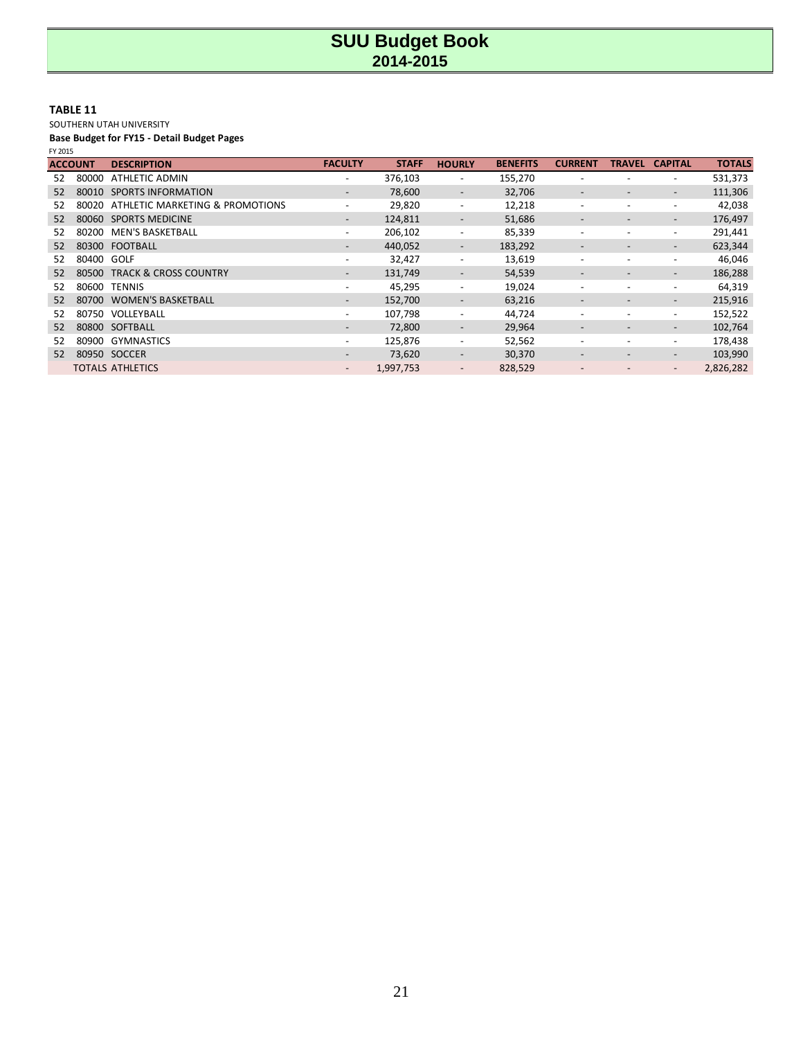# SUU Budget Book
## 2014-2015

**TABLE 11**

SOUTHERN UTAH UNIVERSITY

**Base Budget for FY15 - Detail Budget Pages**

FY 2015

| ACCOUNT | | DESCRIPTION | FACULTY | STAFF | HOURLY | BENEFITS | CURRENT | TRAVEL | CAPITAL | TOTALS |
|---|---|---|---|---|---|---|---|---|---|---|
| 52 | 80000 | ATHLETIC ADMIN | - | 376,103 | - | 155,270 | - | - | - | 531,373 |
| 52 | 80010 | SPORTS INFORMATION | - | 78,600 | - | 32,706 | - | - | - | 111,306 |
| 52 | 80020 | ATHLETIC MARKETING & PROMOTIONS | - | 29,820 | - | 12,218 | - | - | - | 42,038 |
| 52 | 80060 | SPORTS MEDICINE | - | 124,811 | - | 51,686 | - | - | - | 176,497 |
| 52 | 80200 | MEN'S BASKETBALL | - | 206,102 | - | 85,339 | - | - | - | 291,441 |
| 52 | 80300 | FOOTBALL | - | 440,052 | - | 183,292 | - | - | - | 623,344 |
| 52 | 80400 | GOLF | - | 32,427 | - | 13,619 | - | - | - | 46,046 |
| 52 | 80500 | TRACK & CROSS COUNTRY | - | 131,749 | - | 54,539 | - | - | - | 186,288 |
| 52 | 80600 | TENNIS | - | 45,295 | - | 19,024 | - | - | - | 64,319 |
| 52 | 80700 | WOMEN'S BASKETBALL | - | 152,700 | - | 63,216 | - | - | - | 215,916 |
| 52 | 80750 | VOLLEYBALL | - | 107,798 | - | 44,724 | - | - | - | 152,522 |
| 52 | 80800 | SOFTBALL | - | 72,800 | - | 29,964 | - | - | - | 102,764 |
| 52 | 80900 | GYMNASTICS | - | 125,876 | - | 52,562 | - | - | - | 178,438 |
| 52 | 80950 | SOCCER | - | 73,620 | - | 30,370 | - | - | - | 103,990 |
| | TOTALS | ATHLETICS | - | 1,997,753 | - | 828,529 | - | - | - | 2,826,282 |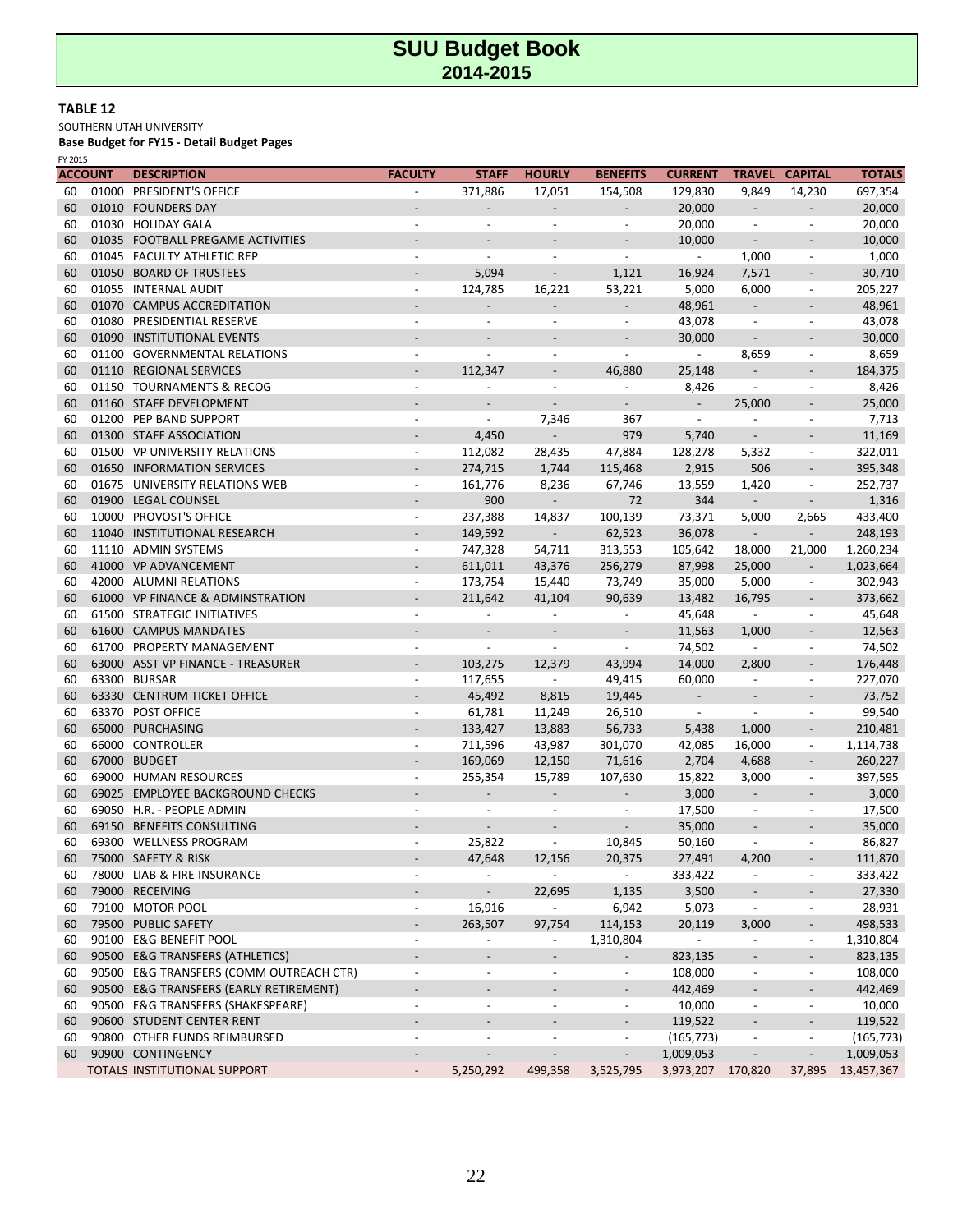# SUU Budget Book
## 2014-2015

**TABLE 12**

SOUTHERN UTAH UNIVERSITY

**Base Budget for FY15 - Detail Budget Pages**

FY 2015

| ACCOUNT | | DESCRIPTION | FACULTY | STAFF | HOURLY | BENEFITS | CURRENT | TRAVEL | CAPITAL | TOTALS |
|---|---|---|---|---|---|---|---|---|---|---|
| 60 | 01000 | PRESIDENT'S OFFICE | - | 371,886 | 17,051 | 154,508 | 129,830 | 9,849 | 14,230 | 697,354 |
| 60 | 01010 | FOUNDERS DAY | - | - | - | - | 20,000 | - | - | 20,000 |
| 60 | 01030 | HOLIDAY GALA | - | - | - | - | 20,000 | - | - | 20,000 |
| 60 | 01035 | FOOTBALL PREGAME ACTIVITIES | - | - | - | - | 10,000 | - | - | 10,000 |
| 60 | 01045 | FACULTY ATHLETIC REP | - | - | - | - | - | 1,000 | - | 1,000 |
| 60 | 01050 | BOARD OF TRUSTEES | - | 5,094 | - | 1,121 | 16,924 | 7,571 | - | 30,710 |
| 60 | 01055 | INTERNAL AUDIT | - | 124,785 | 16,221 | 53,221 | 5,000 | 6,000 | - | 205,227 |
| 60 | 01070 | CAMPUS ACCREDITATION | - | - | - | - | 48,961 | - | - | 48,961 |
| 60 | 01080 | PRESIDENTIAL RESERVE | - | - | - | - | 43,078 | - | - | 43,078 |
| 60 | 01090 | INSTITUTIONAL EVENTS | - | - | - | - | 30,000 | - | - | 30,000 |
| 60 | 01100 | GOVERNMENTAL RELATIONS | - | - | - | - | - | 8,659 | - | 8,659 |
| 60 | 01110 | REGIONAL SERVICES | - | 112,347 | - | 46,880 | 25,148 | - | - | 184,375 |
| 60 | 01150 | TOURNAMENTS & RECOG | - | - | - | - | 8,426 | - | - | 8,426 |
| 60 | 01160 | STAFF DEVELOPMENT | - | - | - | - | - | 25,000 | - | 25,000 |
| 60 | 01200 | PEP BAND SUPPORT | - | - | 7,346 | 367 | - | - | - | 7,713 |
| 60 | 01300 | STAFF ASSOCIATION | - | 4,450 | - | 979 | 5,740 | - | - | 11,169 |
| 60 | 01500 | VP UNIVERSITY RELATIONS | - | 112,082 | 28,435 | 47,884 | 128,278 | 5,332 | - | 322,011 |
| 60 | 01650 | INFORMATION SERVICES | - | 274,715 | 1,744 | 115,468 | 2,915 | 506 | - | 395,348 |
| 60 | 01675 | UNIVERSITY RELATIONS WEB | - | 161,776 | 8,236 | 67,746 | 13,559 | 1,420 | - | 252,737 |
| 60 | 01900 | LEGAL COUNSEL | - | 900 | - | 72 | 344 | - | - | 1,316 |
| 60 | 10000 | PROVOST'S OFFICE | - | 237,388 | 14,837 | 100,139 | 73,371 | 5,000 | 2,665 | 433,400 |
| 60 | 11040 | INSTITUTIONAL RESEARCH | - | 149,592 | - | 62,523 | 36,078 | - | - | 248,193 |
| 60 | 11110 | ADMIN SYSTEMS | - | 747,328 | 54,711 | 313,553 | 105,642 | 18,000 | 21,000 | 1,260,234 |
| 60 | 41000 | VP ADVANCEMENT | - | 611,011 | 43,376 | 256,279 | 87,998 | 25,000 | - | 1,023,664 |
| 60 | 42000 | ALUMNI RELATIONS | - | 173,754 | 15,440 | 73,749 | 35,000 | 5,000 | - | 302,943 |
| 60 | 61000 | VP FINANCE & ADMINSTRATION | - | 211,642 | 41,104 | 90,639 | 13,482 | 16,795 | - | 373,662 |
| 60 | 61500 | STRATEGIC INITIATIVES | - | - | - | - | 45,648 | - | - | 45,648 |
| 60 | 61600 | CAMPUS MANDATES | - | - | - | - | 11,563 | 1,000 | - | 12,563 |
| 60 | 61700 | PROPERTY MANAGEMENT | - | - | - | - | 74,502 | - | - | 74,502 |
| 60 | 63000 | ASST VP FINANCE - TREASURER | - | 103,275 | 12,379 | 43,994 | 14,000 | 2,800 | - | 176,448 |
| 60 | 63300 | BURSAR | - | 117,655 | - | 49,415 | 60,000 | - | - | 227,070 |
| 60 | 63330 | CENTRUM TICKET OFFICE | - | 45,492 | 8,815 | 19,445 | - | - | - | 73,752 |
| 60 | 63370 | POST OFFICE | - | 61,781 | 11,249 | 26,510 | - | - | - | 99,540 |
| 60 | 65000 | PURCHASING | - | 133,427 | 13,883 | 56,733 | 5,438 | 1,000 | - | 210,481 |
| 60 | 66000 | CONTROLLER | - | 711,596 | 43,987 | 301,070 | 42,085 | 16,000 | - | 1,114,738 |
| 60 | 67000 | BUDGET | - | 169,069 | 12,150 | 71,616 | 2,704 | 4,688 | - | 260,227 |
| 60 | 69000 | HUMAN RESOURCES | - | 255,354 | 15,789 | 107,630 | 15,822 | 3,000 | - | 397,595 |
| 60 | 69025 | EMPLOYEE BACKGROUND CHECKS | - | - | - | - | 3,000 | - | - | 3,000 |
| 60 | 69050 | H.R. - PEOPLE ADMIN | - | - | - | - | 17,500 | - | - | 17,500 |
| 60 | 69150 | BENEFITS CONSULTING | - | - | - | - | 35,000 | - | - | 35,000 |
| 60 | 69300 | WELLNESS PROGRAM | - | 25,822 | - | 10,845 | 50,160 | - | - | 86,827 |
| 60 | 75000 | SAFETY & RISK | - | 47,648 | 12,156 | 20,375 | 27,491 | 4,200 | - | 111,870 |
| 60 | 78000 | LIAB & FIRE INSURANCE | - | - | - | - | 333,422 | - | - | 333,422 |
| 60 | 79000 | RECEIVING | - | - | 22,695 | 1,135 | 3,500 | - | - | 27,330 |
| 60 | 79100 | MOTOR POOL | - | 16,916 | - | 6,942 | 5,073 | - | - | 28,931 |
| 60 | 79500 | PUBLIC SAFETY | - | 263,507 | 97,754 | 114,153 | 20,119 | 3,000 | - | 498,533 |
| 60 | 90100 | E&G BENEFIT POOL | - | - | - | 1,310,804 | - | - | - | 1,310,804 |
| 60 | 90500 | E&G TRANSFERS (ATHLETICS) | - | - | - | - | 823,135 | - | - | 823,135 |
| 60 | 90500 | E&G TRANSFERS (COMM OUTREACH CTR) | - | - | - | - | 108,000 | - | - | 108,000 |
| 60 | 90500 | E&G TRANSFERS (EARLY RETIREMENT) | - | - | - | - | 442,469 | - | - | 442,469 |
| 60 | 90500 | E&G TRANSFERS (SHAKESPEARE) | - | - | - | - | 10,000 | - | - | 10,000 |
| 60 | 90600 | STUDENT CENTER RENT | - | - | - | - | 119,522 | - | - | 119,522 |
| 60 | 90800 | OTHER FUNDS REIMBURSED | - | - | - | - | (165,773) | - | - | (165,773) |
| 60 | 90900 | CONTINGENCY | - | - | - | - | 1,009,053 | - | - | 1,009,053 |
| | TOTALS | INSTITUTIONAL SUPPORT | - | 5,250,292 | 499,358 | 3,525,795 | 3,973,207 | 170,820 | 37,895 | 13,457,367 |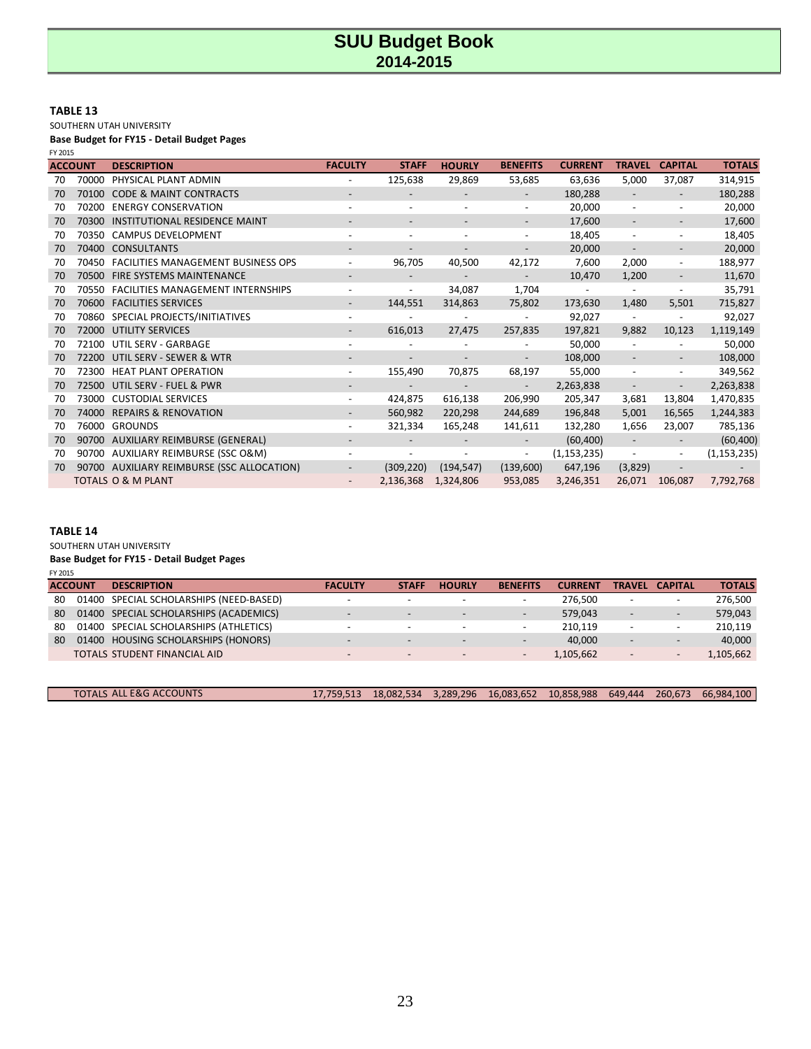# SUU Budget Book
## 2014-2015

**TABLE 13**

SOUTHERN UTAH UNIVERSITY

**Base Budget for FY15 - Detail Budget Pages**

FY 2015

| ACCOUNT | | DESCRIPTION | FACULTY | STAFF | HOURLY | BENEFITS | CURRENT | TRAVEL | CAPITAL | TOTALS |
|---|---|---|---|---|---|---|---|---|---|---|
| 70 | 70000 | PHYSICAL PLANT ADMIN | - | 125,638 | 29,869 | 53,685 | 63,636 | 5,000 | 37,087 | 314,915 |
| 70 | 70100 | CODE & MAINT CONTRACTS | - | - | - | - | 180,288 | - | - | 180,288 |
| 70 | 70200 | ENERGY CONSERVATION | - | - | - | - | 20,000 | - | - | 20,000 |
| 70 | 70300 | INSTITUTIONAL RESIDENCE MAINT | - | - | - | - | 17,600 | - | - | 17,600 |
| 70 | 70350 | CAMPUS DEVELOPMENT | - | - | - | - | 18,405 | - | - | 18,405 |
| 70 | 70400 | CONSULTANTS | - | - | - | - | 20,000 | - | - | 20,000 |
| 70 | 70450 | FACILITIES MANAGEMENT BUSINESS OPS | - | 96,705 | 40,500 | 42,172 | 7,600 | 2,000 | - | 188,977 |
| 70 | 70500 | FIRE SYSTEMS MAINTENANCE | - | - | - | - | 10,470 | 1,200 | - | 11,670 |
| 70 | 70550 | FACILITIES MANAGEMENT INTERNSHIPS | - | - | 34,087 | 1,704 | - | - | - | 35,791 |
| 70 | 70600 | FACILITIES SERVICES | - | 144,551 | 314,863 | 75,802 | 173,630 | 1,480 | 5,501 | 715,827 |
| 70 | 70860 | SPECIAL PROJECTS/INITIATIVES | - | - | - | - | 92,027 | - | - | 92,027 |
| 70 | 72000 | UTILITY SERVICES | - | 616,013 | 27,475 | 257,835 | 197,821 | 9,882 | 10,123 | 1,119,149 |
| 70 | 72100 | UTIL SERV - GARBAGE | - | - | - | - | 50,000 | - | - | 50,000 |
| 70 | 72200 | UTIL SERV - SEWER & WTR | - | - | - | - | 108,000 | - | - | 108,000 |
| 70 | 72300 | HEAT PLANT OPERATION | - | 155,490 | 70,875 | 68,197 | 55,000 | - | - | 349,562 |
| 70 | 72500 | UTIL SERV - FUEL & PWR | - | - | - | - | 2,263,838 | - | - | 2,263,838 |
| 70 | 73000 | CUSTODIAL SERVICES | - | 424,875 | 616,138 | 206,990 | 205,347 | 3,681 | 13,804 | 1,470,835 |
| 70 | 74000 | REPAIRS & RENOVATION | - | 560,982 | 220,298 | 244,689 | 196,848 | 5,001 | 16,565 | 1,244,383 |
| 70 | 76000 | GROUNDS | - | 321,334 | 165,248 | 141,611 | 132,280 | 1,656 | 23,007 | 785,136 |
| 70 | 90700 | AUXILIARY REIMBURSE (GENERAL) | - | - | - | - | (60,400) | - | - | (60,400) |
| 70 | 90700 | AUXILIARY REIMBURSE (SSC O&M) | - | - | - | - | (1,153,235) | - | - | (1,153,235) |
| 70 | 90700 | AUXILIARY REIMBURSE (SSC ALLOCATION) | - | (309,220) | (194,547) | (139,600) | 647,196 | (3,829) | - | - |
| | TOTALS | O & M PLANT | - | 2,136,368 | 1,324,806 | 953,085 | 3,246,351 | 26,071 | 106,087 | 7,792,768 |

**TABLE 14**

SOUTHERN UTAH UNIVERSITY

**Base Budget for FY15 - Detail Budget Pages**

FY 2015

| ACCOUNT | | DESCRIPTION | FACULTY | STAFF | HOURLY | BENEFITS | CURRENT | TRAVEL | CAPITAL | TOTALS |
|---|---|---|---|---|---|---|---|---|---|---|
| 80 | 01400 | SPECIAL SCHOLARSHIPS (NEED-BASED) | - | - | - | - | 276,500 | - | - | 276,500 |
| 80 | 01400 | SPECIAL SCHOLARSHIPS (ACADEMICS) | - | - | - | - | 579,043 | - | - | 579,043 |
| 80 | 01400 | SPECIAL SCHOLARSHIPS (ATHLETICS) | - | - | - | - | 210,119 | - | - | 210,119 |
| 80 | 01400 | HOUSING SCHOLARSHIPS (HONORS) | - | - | - | - | 40,000 | - | - | 40,000 |
| | TOTALS | STUDENT FINANCIAL AID | - | - | - | - | 1,105,662 | - | - | 1,105,662 |
| | TOTALS | ALL E&G ACCOUNTS | 17,759,513 | 18,082,534 | 3,289,296 | 16,083,652 | 10,858,988 | 649,444 | 260,673 | 66,984,100 |